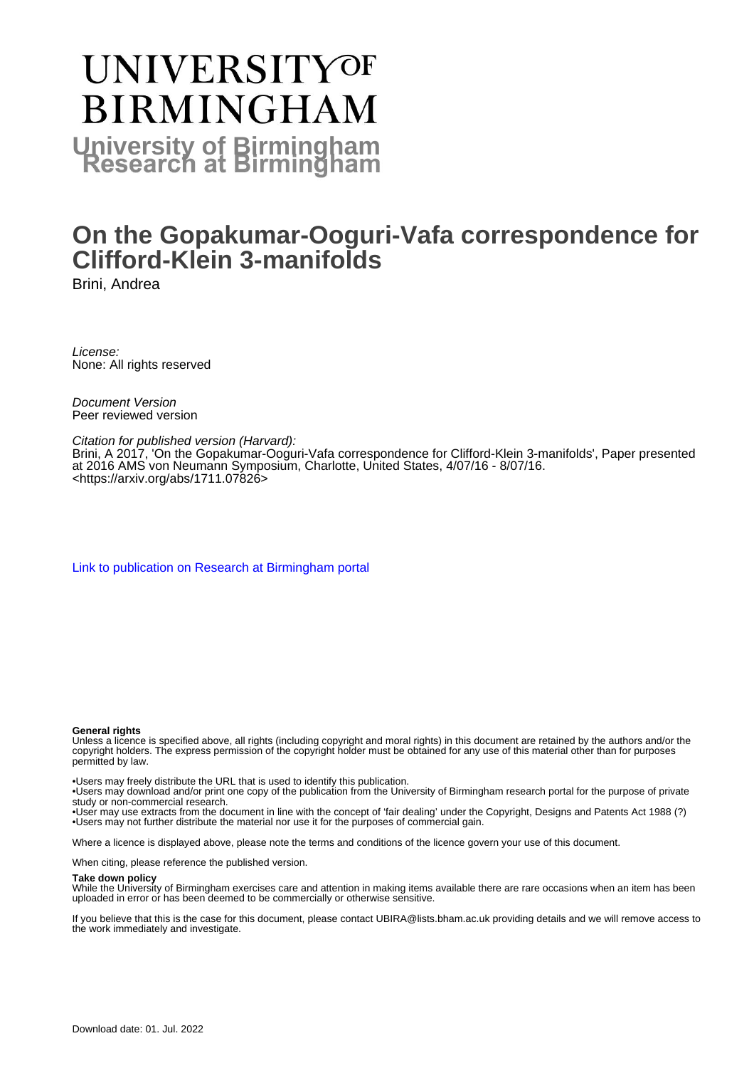# UNIVERSITY OF BIRMINGHAM

**University of Birmingham Research at Birmingham**

# On the Gopakumar-Ooguri-Vafa correspondence for Clifford-Klein 3-manifolds

Brini, Andrea

*License:*
None: All rights reserved

*Document Version*
Peer reviewed version

*Citation for published version (Harvard):*
Brini, A 2017, 'On the Gopakumar-Ooguri-Vafa correspondence for Clifford-Klein 3-manifolds', Paper presented at 2016 AMS von Neumann Symposium, Charlotte, United States, 4/07/16 - 8/07/16.
<https://arxiv.org/abs/1711.07826>

Link to publication on Research at Birmingham portal

**General rights**

Unless a licence is specified above, all rights (including copyright and moral rights) in this document are retained by the authors and/or the copyright holders. The express permission of the copyright holder must be obtained for any use of this material other than for purposes permitted by law.

•Users may freely distribute the URL that is used to identify this publication.
•Users may download and/or print one copy of the publication from the University of Birmingham research portal for the purpose of private study or non-commercial research.
•User may use extracts from the document in line with the concept of 'fair dealing' under the Copyright, Designs and Patents Act 1988 (?)
•Users may not further distribute the material nor use it for the purposes of commercial gain.

Where a licence is displayed above, please note the terms and conditions of the licence govern your use of this document.

When citing, please reference the published version.

**Take down policy**

While the University of Birmingham exercises care and attention in making items available there are rare occasions when an item has been uploaded in error or has been deemed to be commercially or otherwise sensitive.

If you believe that this is the case for this document, please contact UBIRA@lists.bham.ac.uk providing details and we will remove access to the work immediately and investigate.

Download date: 01. Jul. 2022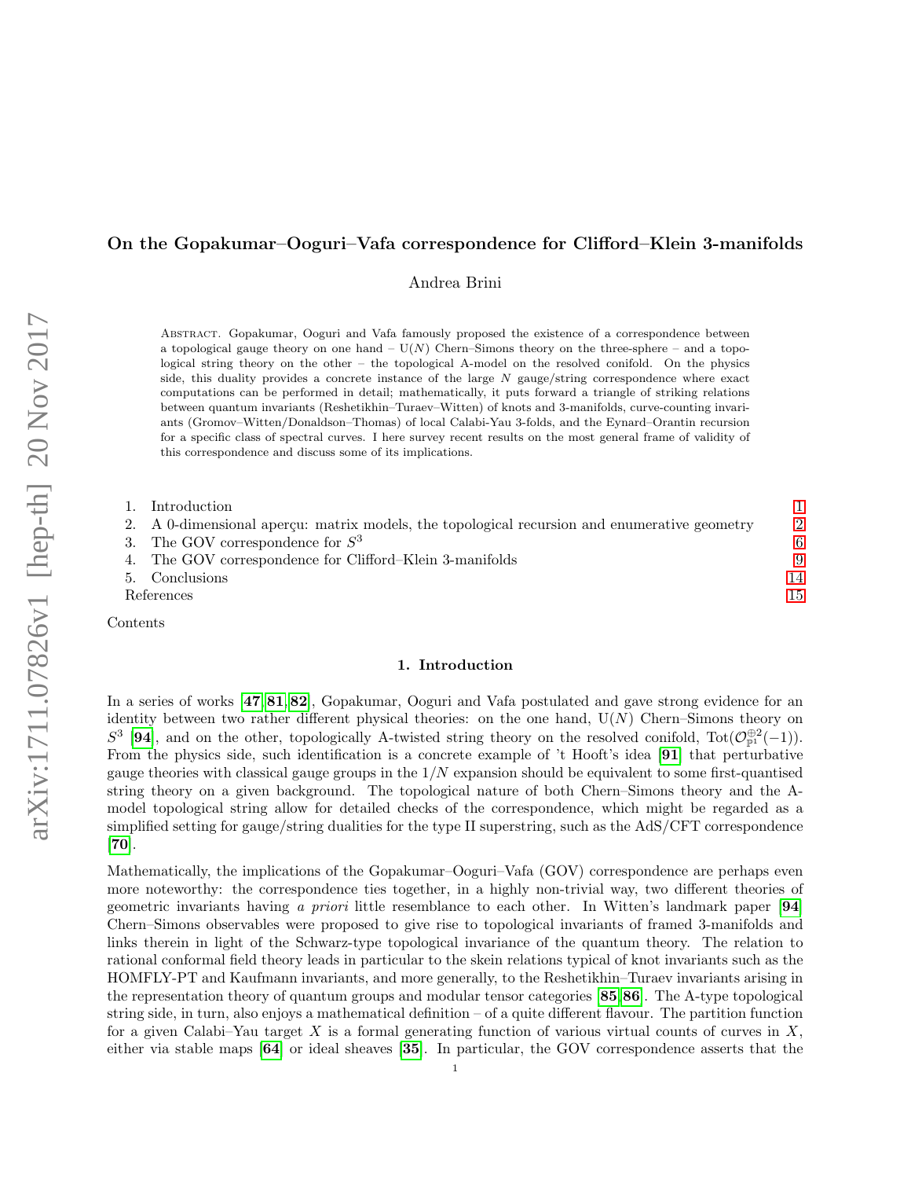# On the Gopakumar–Ooguri–Vafa correspondence for Clifford–Klein 3-manifolds

Andrea Brini

Abstract. Gopakumar, Ooguri and Vafa famously proposed the existence of a correspondence between a topological gauge theory on one hand – U($N$) Chern–Simons theory on the three-sphere – and a topological string theory on the other – the topological A-model on the resolved conifold. On the physics side, this duality provides a concrete instance of the large $N$ gauge/string correspondence where exact computations can be performed in detail; mathematically, it puts forward a triangle of striking relations between quantum invariants (Reshetikhin–Turaev–Witten) of knots and 3-manifolds, curve-counting invariants (Gromov–Witten/Donaldson–Thomas) of local Calabi–Yau 3-folds, and the Eynard–Orantin recursion for a specific class of spectral curves. I here survey recent results on the most general frame of validity of this correspondence and discuss some of its implications.

1. Introduction 1
2. A 0-dimensional aperçu: matrix models, the topological recursion and enumerative geometry 2
3. The GOV correspondence for $S^3$ 6
4. The GOV correspondence for Clifford–Klein 3-manifolds 9
5. Conclusions 14

References 15

Contents

## 1. Introduction

In a series of works [47, 81, 82], Gopakumar, Ooguri and Vafa postulated and gave strong evidence for an identity between two rather different physical theories: on the one hand, U($N$) Chern–Simons theory on $S^3$ [94], and on the other, topologically A-twisted string theory on the resolved conifold, $\mathrm{Tot}(\mathcal{O}_{\mathbb{P}^1}^{\oplus 2}(-1))$. From the physics side, such identification is a concrete example of 't Hooft's idea [91] that perturbative gauge theories with classical gauge groups in the $1/N$ expansion should be equivalent to some first-quantised string theory on a given background. The topological nature of both Chern–Simons theory and the A-model topological string allow for detailed checks of the correspondence, which might be regarded as a simplified setting for gauge/string dualities for the type II superstring, such as the AdS/CFT correspondence [70].

Mathematically, the implications of the Gopakumar–Ooguri–Vafa (GOV) correspondence are perhaps even more noteworthy: the correspondence ties together, in a highly non-trivial way, two different theories of geometric invariants having *a priori* little resemblance to each other. In Witten's landmark paper [94] Chern–Simons observables were proposed to give rise to topological invariants of framed 3-manifolds and links therein in light of the Schwarz-type topological invariance of the quantum theory. The relation to rational conformal field theory leads in particular to the skein relations typical of knot invariants such as the HOMFLY-PT and Kaufmann invariants, and more generally, to the Reshetikhin–Turaev invariants arising in the representation theory of quantum groups and modular tensor categories [85, 86]. The A-type topological string side, in turn, also enjoys a mathematical definition – of a quite different flavour. The partition function for a given Calabi–Yau target $X$ is a formal generating function of various virtual counts of curves in $X$, either via stable maps [64] or ideal sheaves [35]. In particular, the GOV correspondence asserts that the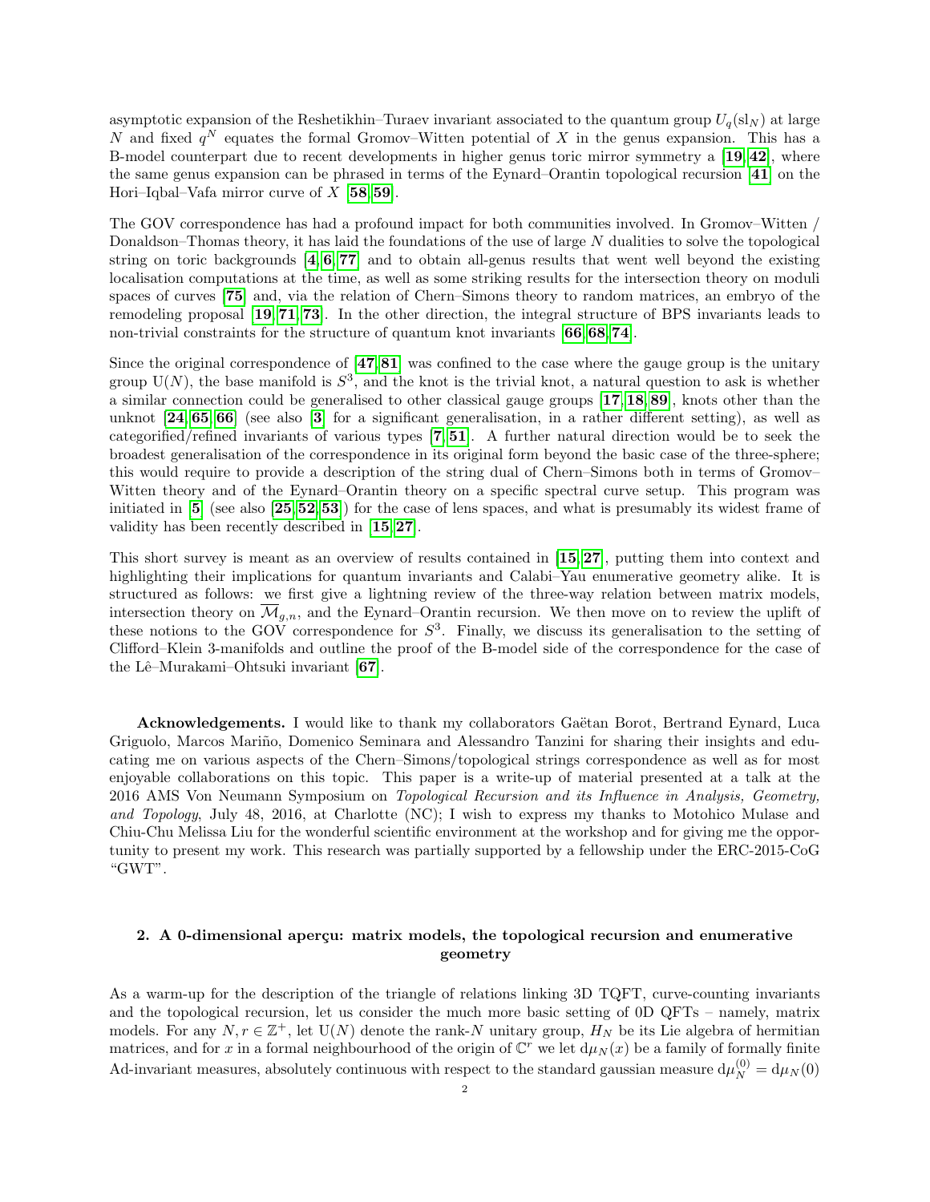asymptotic expansion of the Reshetikhin–Turaev invariant associated to the quantum group $U_q(\mathrm{sl}_N)$ at large $N$ and fixed $q^N$ equates the formal Gromov–Witten potential of $X$ in the genus expansion. This has a B-model counterpart due to recent developments in higher genus toric mirror symmetry a [19, 42], where the same genus expansion can be phrased in terms of the Eynard–Orantin topological recursion [41] on the Hori–Iqbal–Vafa mirror curve of $X$ [58, 59].

The GOV correspondence has had a profound impact for both communities involved. In Gromov–Witten / Donaldson–Thomas theory, it has laid the foundations of the use of large $N$ dualities to solve the topological string on toric backgrounds [4, 6, 77] and to obtain all-genus results that went well beyond the existing localisation computations at the time, as well as some striking results for the intersection theory on moduli spaces of curves [75] and, via the relation of Chern–Simons theory to random matrices, an embryo of the remodeling proposal [19, 71, 73]. In the other direction, the integral structure of BPS invariants leads to non-trivial constraints for the structure of quantum knot invariants [66, 68, 74].

Since the original correspondence of [47, 81] was confined to the case where the gauge group is the unitary group $\mathrm{U}(N)$, the base manifold is $S^3$, and the knot is the trivial knot, a natural question to ask is whether a similar connection could be generalised to other classical gauge groups [17, 18, 89], knots other than the unknot [24, 65, 66] (see also [3] for a significant generalisation, in a rather different setting), as well as categorified/refined invariants of various types [7, 51]. A further natural direction would be to seek the broadest generalisation of the correspondence in its original form beyond the basic case of the three-sphere; this would require to provide a description of the string dual of Chern–Simons both in terms of Gromov–Witten theory and of the Eynard–Orantin theory on a specific spectral curve setup. This program was initiated in [5] (see also [25, 52, 53]) for the case of lens spaces, and what is presumably its widest frame of validity has been recently described in [15, 27].

This short survey is meant as an overview of results contained in [15, 27], putting them into context and highlighting their implications for quantum invariants and Calabi–Yau enumerative geometry alike. It is structured as follows: we first give a lightning review of the three-way relation between matrix models, intersection theory on $\overline{\mathcal{M}}_{g,n}$, and the Eynard–Orantin recursion. We then move on to review the uplift of these notions to the GOV correspondence for $S^3$. Finally, we discuss its generalisation to the setting of Clifford–Klein 3-manifolds and outline the proof of the B-model side of the correspondence for the case of the Lê–Murakami–Ohtsuki invariant [67].

**Acknowledgements.** I would like to thank my collaborators Gaëtan Borot, Bertrand Eynard, Luca Griguolo, Marcos Mariño, Domenico Seminara and Alessandro Tanzini for sharing their insights and educating me on various aspects of the Chern–Simons/topological strings correspondence as well as for most enjoyable collaborations on this topic. This paper is a write-up of material presented at a talk at the 2016 AMS Von Neumann Symposium on *Topological Recursion and its Influence in Analysis, Geometry, and Topology*, July 48, 2016, at Charlotte (NC); I wish to express my thanks to Motohico Mulase and Chiu-Chu Melissa Liu for the wonderful scientific environment at the workshop and for giving me the opportunity to present my work. This research was partially supported by a fellowship under the ERC-2015-CoG "GWT".

## 2. A 0-dimensional aperçu: matrix models, the topological recursion and enumerative geometry

As a warm-up for the description of the triangle of relations linking 3D TQFT, curve-counting invariants and the topological recursion, let us consider the much more basic setting of 0D QFTs – namely, matrix models. For any $N, r \in \mathbb{Z}^+$, let $\mathrm{U}(N)$ denote the rank-$N$ unitary group, $H_N$ be its Lie algebra of hermitian matrices, and for $x$ in a formal neighbourhood of the origin of $\mathbb{C}^r$ we let $\mathrm{d}\mu_N(x)$ be a family of formally finite Ad-invariant measures, absolutely continuous with respect to the standard gaussian measure $\mathrm{d}\mu_N^{(0)} = \mathrm{d}\mu_N(0)$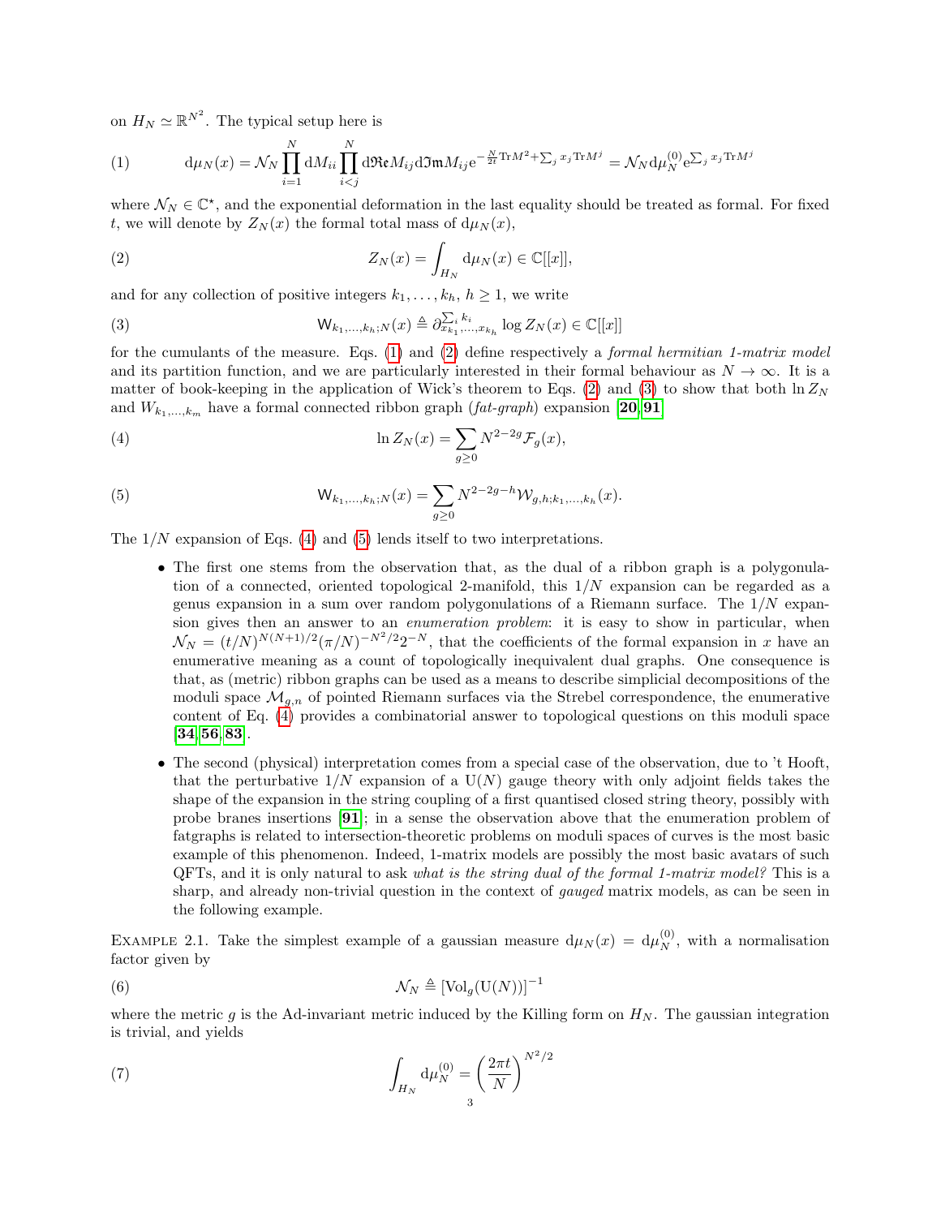on $H_N \simeq \mathbb{R}^{N^2}$. The typical setup here is

$$
\mathrm{d}\mu_N(x) = \mathcal{N}_N \prod_{i=1}^{N} \mathrm{d}M_{ii} \prod_{i<j}^{N} \mathrm{d}\mathfrak{Re} M_{ij} \mathrm{d}\mathfrak{Im} M_{ij} \mathrm{e}^{-\frac{N}{2t}\mathrm{Tr}M^2 + \sum_j x_j \mathrm{Tr} M^j} = \mathcal{N}_N \mathrm{d}\mu_N^{(0)} \mathrm{e}^{\sum_j x_j \mathrm{Tr} M^j} \tag{1}
$$

where $\mathcal{N}_N \in \mathbb{C}^\star$, and the exponential deformation in the last equality should be treated as formal. For fixed $t$, we will denote by $Z_N(x)$ the formal total mass of $\mathrm{d}\mu_N(x)$,

$$
Z_N(x) = \int_{H_N} \mathrm{d}\mu_N(x) \in \mathbb{C}[[x]], \tag{2}
$$

and for any collection of positive integers $k_1, \dots, k_h$, $h \geq 1$, we write

$$
\mathsf{W}_{k_1,\dots,k_h;N}(x) \triangleq \partial^{\sum_i k_i}_{x_{k_1},\dots,x_{k_h}} \log Z_N(x) \in \mathbb{C}[[x]] \tag{3}
$$

for the cumulants of the measure. Eqs. (1) and (2) define respectively a *formal hermitian 1-matrix model* and its partition function, and we are particularly interested in their formal behaviour as $N \to \infty$. It is a matter of book-keeping in the application of Wick's theorem to Eqs. (2) and (3) to show that both $\ln Z_N$ and $W_{k_1,\dots,k_m}$ have a formal connected ribbon graph (*fat-graph*) expansion [20, 91]

$$
\ln Z_N(x) = \sum_{g \geq 0} N^{2-2g} \mathcal{F}_g(x), \tag{4}
$$

$$
\mathsf{W}_{k_1,\dots,k_h;N}(x) = \sum_{g \geq 0} N^{2-2g-h} \mathcal{W}_{g,h;k_1,\dots,k_h}(x). \tag{5}
$$

The $1/N$ expansion of Eqs. (4) and (5) lends itself to two interpretations.

- The first one stems from the observation that, as the dual of a ribbon graph is a polygonulation of a connected, oriented topological 2-manifold, this $1/N$ expansion can be regarded as a genus expansion in a sum over random polygonulations of a Riemann surface. The $1/N$ expansion gives then an answer to an *enumeration problem*: it is easy to show in particular, when $\mathcal{N}_N = (t/N)^{N(N+1)/2} (\pi/N)^{-N^2/2} 2^{-N}$, that the coefficients of the formal expansion in $x$ have an enumerative meaning as a count of topologically inequivalent dual graphs. One consequence is that, as (metric) ribbon graphs can be used as a means to describe simplicial decompositions of the moduli space $\mathcal{M}_{g,n}$ of pointed Riemann surfaces via the Strebel correspondence, the enumerative content of Eq. (4) provides a combinatorial answer to topological questions on this moduli space [34, 56, 83].
- The second (physical) interpretation comes from a special case of the observation, due to 't Hooft, that the perturbative $1/N$ expansion of a $\mathrm{U}(N)$ gauge theory with only adjoint fields takes the shape of the expansion in the string coupling of a first quantised closed string theory, possibly with probe branes insertions [91]; in a sense the observation above that the enumeration problem of fatgraphs is related to intersection-theoretic problems on moduli spaces of curves is the most basic example of this phenomenon. Indeed, 1-matrix models are possibly the most basic avatars of such QFTs, and it is only natural to ask *what is the string dual of the formal 1-matrix model?* This is a sharp, and already non-trivial question in the context of *gauged* matrix models, as can be seen in the following example.

Example 2.1. Take the simplest example of a gaussian measure $\mathrm{d}\mu_N(x) = \mathrm{d}\mu_N^{(0)}$, with a normalisation factor given by

$$
\mathcal{N}_N \triangleq \left[\mathrm{Vol}_g(\mathrm{U}(N))\right]^{-1} \tag{6}
$$

where the metric $g$ is the Ad-invariant metric induced by the Killing form on $H_N$. The gaussian integration is trivial, and yields

$$
\int_{H_N} \mathrm{d}\mu_N^{(0)} = \left(\frac{2\pi t}{N}\right)^{N^2/2} \tag{7}
$$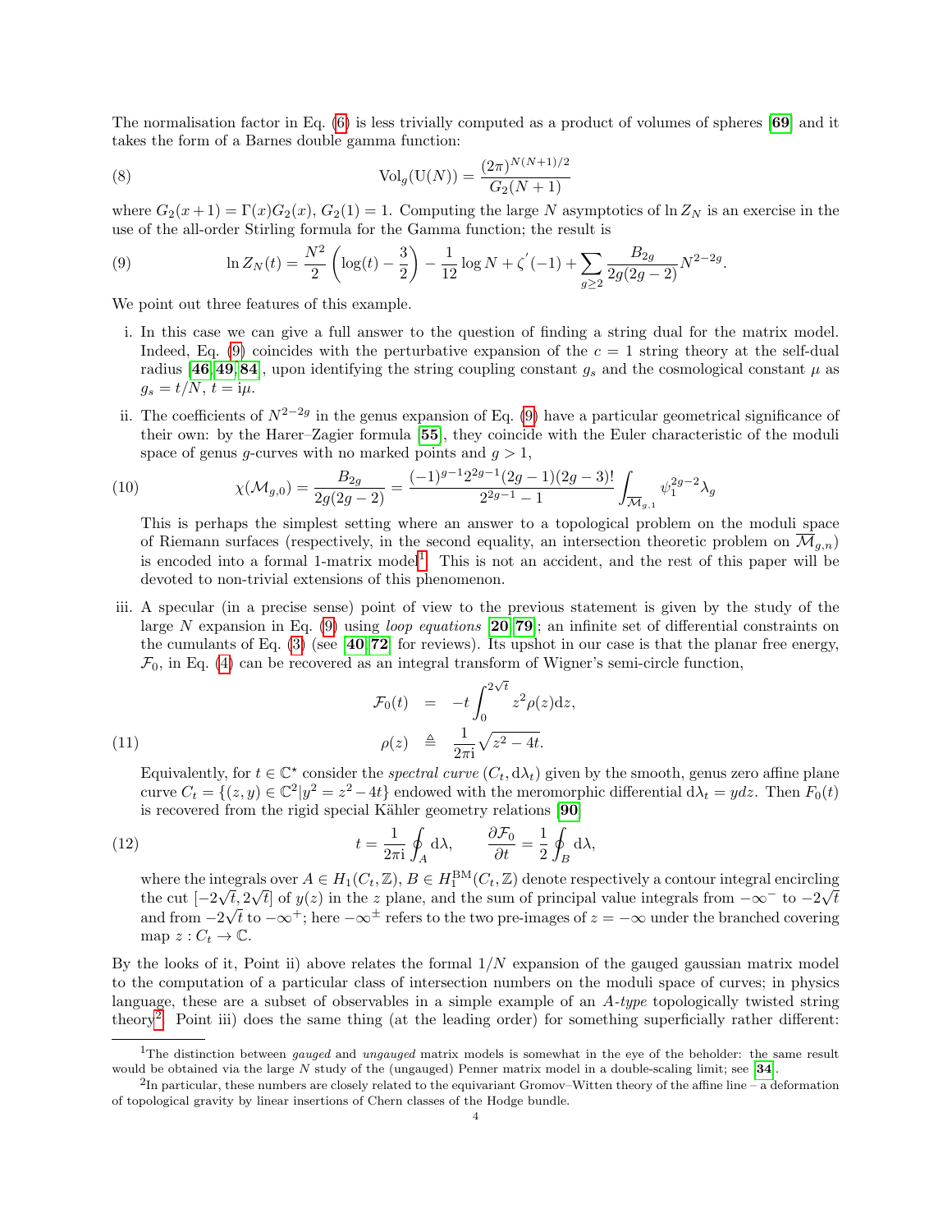The normalisation factor in Eq. (6) is less trivially computed as a product of volumes of spheres [69] and it takes the form of a Barnes double gamma function:

$$\mathrm{Vol}_g(\mathrm{U}(N)) = \frac{(2\pi)^{N(N+1)/2}}{G_2(N+1)} \tag{8}$$

where $G_2(x+1) = \Gamma(x) G_2(x)$, $G_2(1) = 1$. Computing the large $N$ asymptotics of $\ln Z_N$ is an exercise in the use of the all-order Stirling formula for the Gamma function; the result is

$$\ln Z_N(t) = \frac{N^2}{2}\left(\log(t) - \frac{3}{2}\right) - \frac{1}{12}\log N + \zeta'(-1) + \sum_{g\geq 2} \frac{B_{2g}}{2g(2g-2)} N^{2-2g}. \tag{9}$$

We point out three features of this example.

i. In this case we can give a full answer to the question of finding a string dual for the matrix model. Indeed, Eq. (9) coincides with the perturbative expansion of the $c=1$ string theory at the self-dual radius [46, 49, 84], upon identifying the string coupling constant $g_s$ and the cosmological constant $\mu$ as $g_s = t/N$, $t = \mathrm{i}\mu$.

ii. The coefficients of $N^{2-2g}$ in the genus expansion of Eq. (9) have a particular geometrical significance of their own: by the Harer–Zagier formula [55], they coincide with the Euler characteristic of the moduli space of genus $g$-curves with no marked points and $g > 1$,

$$\chi(\mathcal{M}_{g,0}) = \frac{B_{2g}}{2g(2g-2)} = \frac{(-1)^{g-1}2^{2g-1}(2g-1)(2g-3)!}{2^{2g-1}-1}\int_{\overline{\mathcal{M}}_{g,1}} \psi_1^{2g-2}\lambda_g \tag{10}$$

This is perhaps the simplest setting where an answer to a topological problem on the moduli space of Riemann surfaces (respectively, in the second equality, an intersection theoretic problem on $\overline{\mathcal{M}}_{g,n}$) is encoded into a formal 1-matrix model[1]. This is not an accident, and the rest of this paper will be devoted to non-trivial extensions of this phenomenon.

iii. A specular (in a precise sense) point of view to the previous statement is given by the study of the large $N$ expansion in Eq. (9) using *loop equations* [20, 79]; an infinite set of differential constraints on the cumulants of Eq. (3) (see [40, 72] for reviews). Its upshot in our case is that the planar free energy, $\mathcal{F}_0$, in Eq. (4) can be recovered as an integral transform of Wigner's semi-circle function,

$$\begin{aligned} \mathcal{F}_0(t) &= -t\int_0^{2\sqrt{t}} z^2 \rho(z)\mathrm{d}z, \\ \rho(z) &\triangleq \frac{1}{2\pi \mathrm{i}}\sqrt{z^2-4t}. \end{aligned} \tag{11}$$

Equivalently, for $t \in \mathbb{C}^\star$ consider the *spectral curve* $(C_t, \mathrm{d}\lambda_t)$ given by the smooth, genus zero affine plane curve $C_t = \{(z,y)\in\mathbb{C}^2 | y^2 = z^2 - 4t\}$ endowed with the meromorphic differential $\mathrm{d}\lambda_t = y\mathrm{d}z$. Then $F_0(t)$ is recovered from the rigid special Kähler geometry relations [90]

$$t = \frac{1}{2\pi \mathrm{i}}\oint_A \mathrm{d}\lambda, \qquad \frac{\partial \mathcal{F}_0}{\partial t} = \frac{1}{2}\oint_B \mathrm{d}\lambda, \tag{12}$$

where the integrals over $A \in H_1(C_t, \mathbb{Z})$, $B \in H_1^{\mathrm{BM}}(C_t,\mathbb{Z})$ denote respectively a contour integral encircling the cut $[-2\sqrt{t}, 2\sqrt{t}]$ of $y(z)$ in the $z$ plane, and the sum of principal value integrals from $-\infty^-$ to $-2\sqrt{t}$ and from $-2\sqrt{t}$ to $-\infty^+$; here $-\infty^\pm$ refers to the two pre-images of $z = -\infty$ under the branched covering map $z : C_t \to \mathbb{C}$.

By the looks of it, Point ii) above relates the formal $1/N$ expansion of the gauged gaussian matrix model to the computation of a particular class of intersection numbers on the moduli space of curves; in physics language, these are a subset of observables in a simple example of an *A-type* topologically twisted string theory[2]. Point iii) does the same thing (at the leading order) for something superficially rather different:

[1] The distinction between *gauged* and *ungauged* matrix models is somewhat in the eye of the beholder: the same result would be obtained via the large $N$ study of the (ungauged) Penner matrix model in a double-scaling limit; see [34].

[2] In particular, these numbers are closely related to the equivariant Gromov–Witten theory of the affine line – a deformation of topological gravity by linear insertions of Chern classes of the Hodge bundle.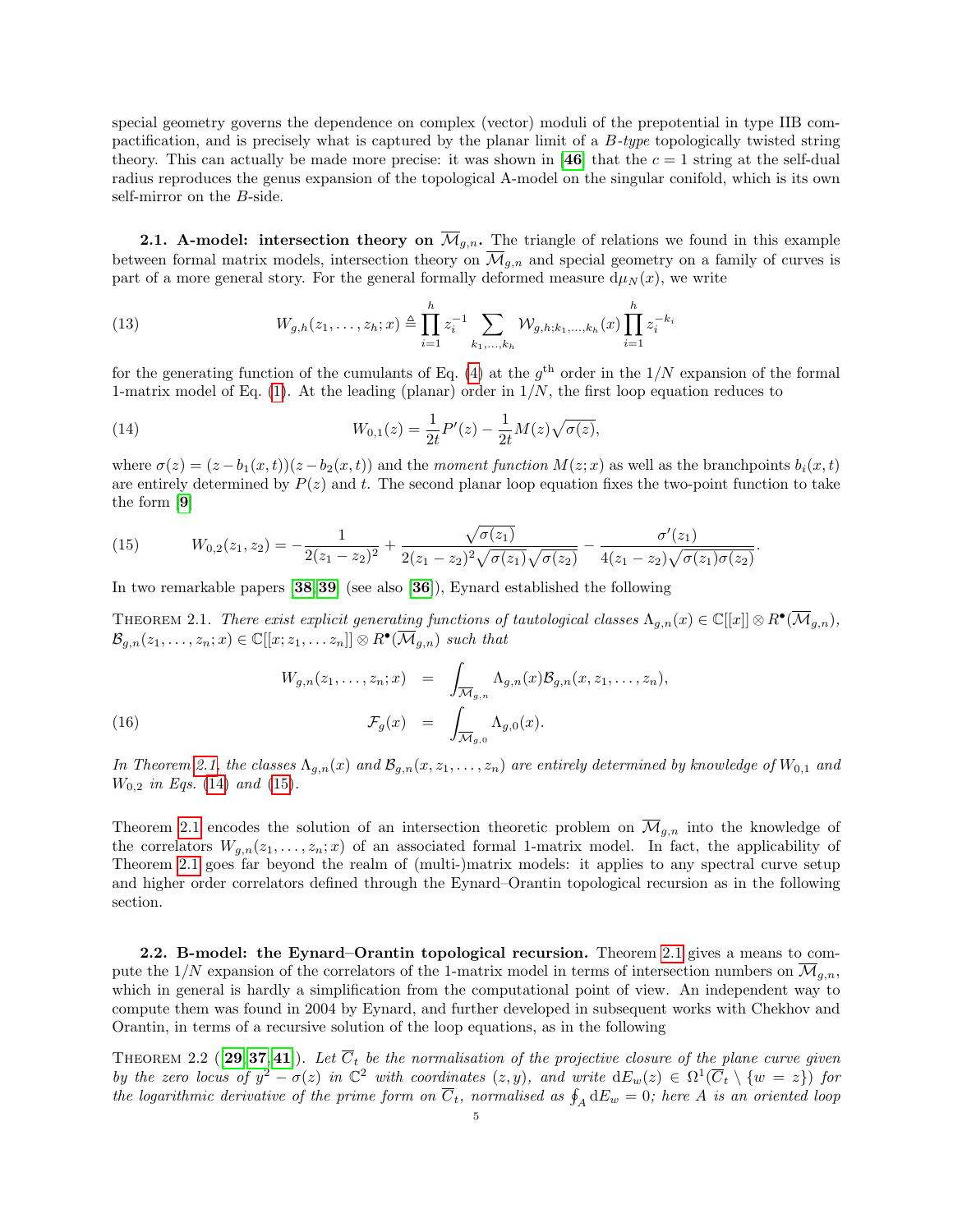special geometry governs the dependence on complex (vector) moduli of the prepotential in type IIB compactification, and is precisely what is captured by the planar limit of a *B-type* topologically twisted string theory. This can actually be made more precise: it was shown in [46] that the $c = 1$ string at the self-dual radius reproduces the genus expansion of the topological A-model on the singular conifold, which is its own self-mirror on the $B$-side.

**2.1. A-model: intersection theory on $\overline{\mathcal{M}}_{g,n}$.** The triangle of relations we found in this example between formal matrix models, intersection theory on $\overline{\mathcal{M}}_{g,n}$ and special geometry on a family of curves is part of a more general story. For the general formally deformed measure $\mathrm{d}\mu_N(x)$, we write

$$W_{g,h}(z_1,\ldots,z_h;x) \triangleq \prod_{i=1}^{h} z_i^{-1} \sum_{k_1,\ldots,k_h} \mathcal{W}_{g,h;k_1,\ldots,k_h}(x) \prod_{i=1}^{h} z_i^{-k_i} \tag{13}$$

for the generating function of the cumulants of Eq. (4) at the $g^{\text{th}}$ order in the $1/N$ expansion of the formal 1-matrix model of Eq. (1). At the leading (planar) order in $1/N$, the first loop equation reduces to

$$W_{0,1}(z) = \frac{1}{2t}P'(z) - \frac{1}{2t}M(z)\sqrt{\sigma(z)}, \tag{14}$$

where $\sigma(z) = (z - b_1(x,t))(z - b_2(x,t))$ and the *moment function* $M(z;x)$ as well as the branchpoints $b_i(x,t)$ are entirely determined by $P(z)$ and $t$. The second planar loop equation fixes the two-point function to take the form [9]

$$W_{0,2}(z_1,z_2) = -\frac{1}{2(z_1-z_2)^2} + \frac{\sqrt{\sigma(z_1)}}{2(z_1-z_2)^2\sqrt{\sigma(z_1)}\sqrt{\sigma(z_2)}} - \frac{\sigma'(z_1)}{4(z_1-z_2)\sqrt{\sigma(z_1)\sigma(z_2)}}. \tag{15}$$

In two remarkable papers [38, 39] (see also [36]), Eynard established the following

Theorem 2.1. *There exist explicit generating functions of tautological classes $\Lambda_{g,n}(x) \in \mathbb{C}[[x]] \otimes R^\bullet(\overline{\mathcal{M}}_{g,n})$, $\mathcal{B}_{g,n}(z_1,\ldots,z_n;x) \in \mathbb{C}[[x;z_1,\ldots z_n]] \otimes R^\bullet(\overline{\mathcal{M}}_{g,n})$ such that*

$$\begin{aligned} W_{g,n}(z_1,\ldots,z_n;x) &= \int_{\overline{\mathcal{M}}_{g,n}} \Lambda_{g,n}(x)\mathcal{B}_{g,n}(x,z_1,\ldots,z_n), \\ \mathcal{F}_g(x) &= \int_{\overline{\mathcal{M}}_{g,0}} \Lambda_{g,0}(x). \end{aligned} \tag{16}$$

*In Theorem 2.1, the classes $\Lambda_{g,n}(x)$ and $\mathcal{B}_{g,n}(x,z_1,\ldots,z_n)$ are entirely determined by knowledge of $W_{0,1}$ and $W_{0,2}$ in Eqs. (14) and (15).*

Theorem 2.1 encodes the solution of an intersection theoretic problem on $\overline{\mathcal{M}}_{g,n}$ into the knowledge of the correlators $W_{g,n}(z_1,\ldots,z_n;x)$ of an associated formal 1-matrix model. In fact, the applicability of Theorem 2.1 goes far beyond the realm of (multi-)matrix models: it applies to any spectral curve setup and higher order correlators defined through the Eynard–Orantin topological recursion as in the following section.

**2.2. B-model: the Eynard–Orantin topological recursion.** Theorem 2.1 gives a means to compute the $1/N$ expansion of the correlators of the 1-matrix model in terms of intersection numbers on $\overline{\mathcal{M}}_{g,n}$, which in general is hardly a simplification from the computational point of view. An independent way to compute them was found in 2004 by Eynard, and further developed in subsequent works with Chekhov and Orantin, in terms of a recursive solution of the loop equations, as in the following

Theorem 2.2 ([29, 37, 41]). *Let $\overline{C}_t$ be the normalisation of the projective closure of the plane curve given by the zero locus of $y^2 - \sigma(z)$ in $\mathbb{C}^2$ with coordinates $(z,y)$, and write $\mathrm{d}E_w(z) \in \Omega^1(\overline{C}_t \setminus \{w = z\})$ for the logarithmic derivative of the prime form on $\overline{C}_t$, normalised as $\oint_A \mathrm{d}E_w = 0$; here $A$ is an oriented loop*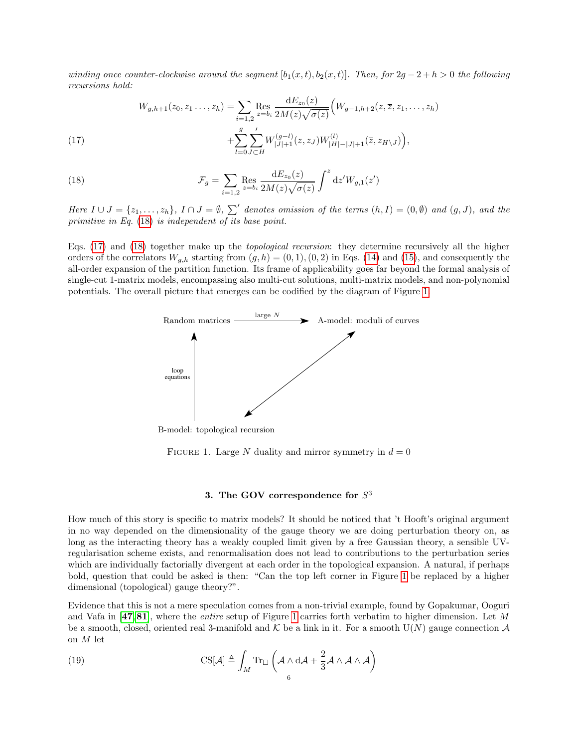*winding once counter-clockwise around the segment $[b_1(x,t), b_2(x,t)]$. Then, for $2g-2+h>0$ the following recursions hold:*

$$
\begin{aligned}
W_{g,h+1}(z_0, z_1 \dots, z_h) = & \sum_{i=1,2} \operatorname*{Res}_{z=b_i} \frac{\mathrm{d}E_{z_0}(z)}{2M(z)\sqrt{\sigma(z)}} \Big( W_{g-1,h+2}(z, \overline{z}, z_1, \dots, z_h) \\
& + \sum_{l=0}^{g} \sideset{}{'}\sum_{J \subset H} W^{(g-l)}_{|J|+1}(z, z_J) W^{(l)}_{|H|-|J|+1}(\overline{z}, z_{H \setminus J}) \Big),
\end{aligned}
\tag{17}
$$

$$
\mathcal{F}_g = \sum_{i=1,2} \operatorname*{Res}_{z=b_i} \frac{\mathrm{d}E_{z_0}(z)}{2M(z)\sqrt{\sigma(z)}} \int^z \mathrm{d}z' W_{g,1}(z')
\tag{18}
$$

*Here $I \cup J = \{z_1, \dots, z_h\}$, $I \cap J = \emptyset$, $\sum'$ denotes omission of the terms $(h, I) = (0, \emptyset)$ and $(g, J)$, and the primitive in Eq. (18) is independent of its base point.*

Eqs. (17) and (18) together make up the *topological recursion*: they determine recursively all the higher orders of the correlators $W_{g,h}$ starting from $(g,h) = (0,1), (0,2)$ in Eqs. (14) and (15), and consequently the all-order expansion of the partition function. Its frame of applicability goes far beyond the formal analysis of single-cut 1-matrix models, encompassing also multi-cut solutions, multi-matrix models, and non-polynomial potentials. The overall picture that emerges can be codified by the diagram of Figure 1.

```
Random matrices  ---- large N ---->  A-model: moduli of curves
      ^                                  ^
      | loop equations                 /
      |                               v
B-model: topological recursion
```

FIGURE 1. Large $N$ duality and mirror symmetry in $d=0$

## 3. The GOV correspondence for $S^3$

How much of this story is specific to matrix models? It should be noticed that 't Hooft's original argument in no way depended on the dimensionality of the gauge theory we are doing perturbation theory on, as long as the interacting theory has a weakly coupled limit given by a free Gaussian theory, a sensible UV-regularisation scheme exists, and renormalisation does not lead to contributions to the perturbation series which are individually factorially divergent at each order in the topological expansion. A natural, if perhaps bold, question that could be asked is then: "Can the top left corner in Figure 1 be replaced by a higher dimensional (topological) gauge theory?".

Evidence that this is not a mere speculation comes from a non-trivial example, found by Gopakumar, Ooguri and Vafa in [**47**, **81**], where the *entire* setup of Figure 1 carries forth verbatim to higher dimension. Let $M$ be a smooth, closed, oriented real 3-manifold and $\mathcal{K}$ be a link in it. For a smooth $\mathrm{U}(N)$ gauge connection $\mathcal{A}$ on $M$ let

$$
\mathrm{CS}[\mathcal{A}] \triangleq \int_M \mathrm{Tr}_\square \left( \mathcal{A} \wedge \mathrm{d}\mathcal{A} + \frac{2}{3} \mathcal{A} \wedge \mathcal{A} \wedge \mathcal{A} \right)
\tag{19}
$$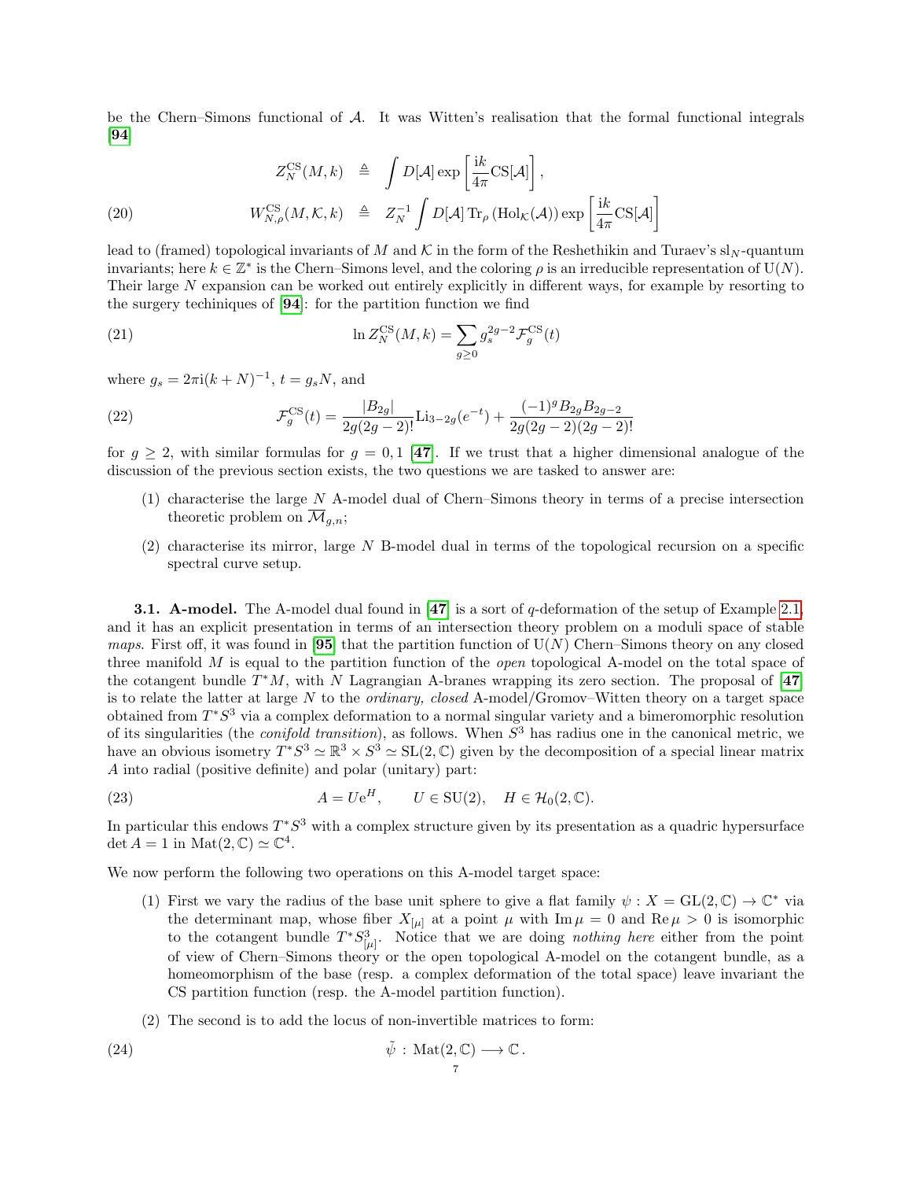be the Chern–Simons functional of $\mathcal{A}$. It was Witten's realisation that the formal functional integrals [94]

$$
\begin{aligned}
Z_N^{\rm CS}(M,k) &\triangleq \int D[\mathcal{A}] \exp\left[\frac{\mathrm{i}k}{4\pi}\mathrm{CS}[\mathcal{A}]\right], \\
W_{N,\rho}^{\rm CS}(M,\mathcal{K},k) &\triangleq Z_N^{-1}\int D[\mathcal{A}]\,\mathrm{Tr}_\rho\left(\mathrm{Hol}_{\mathcal{K}}(\mathcal{A})\right)\exp\left[\frac{\mathrm{i}k}{4\pi}\mathrm{CS}[\mathcal{A}]\right]
\end{aligned}
\tag{20}
$$

lead to (framed) topological invariants of $M$ and $\mathcal{K}$ in the form of the Reshethikin and Turaev's $\mathrm{sl}_N$-quantum invariants; here $k \in \mathbb{Z}^*$ is the Chern–Simons level, and the coloring $\rho$ is an irreducible representation of $\mathrm{U}(N)$. Their large $N$ expansion can be worked out entirely explicitly in different ways, for example by resorting to the surgery techiniques of [94]: for the partition function we find

$$
\ln Z_N^{\rm CS}(M,k) = \sum_{g\geq 0} g_s^{2g-2}\mathcal{F}_g^{\rm CS}(t) \tag{21}
$$

where $g_s = 2\pi\mathrm{i}(k+N)^{-1}$, $t = g_s N$, and

$$
\mathcal{F}_g^{\rm CS}(t) = \frac{|B_{2g}|}{2g(2g-2)!}\mathrm{Li}_{3-2g}(e^{-t}) + \frac{(-1)^g B_{2g}B_{2g-2}}{2g(2g-2)(2g-2)!} \tag{22}
$$

for $g \geq 2$, with similar formulas for $g = 0, 1$ [47]. If we trust that a higher dimensional analogue of the discussion of the previous section exists, the two questions we are tasked to answer are:

1. characterise the large $N$ A-model dual of Chern–Simons theory in terms of a precise intersection theoretic problem on $\overline{\mathcal{M}}_{g,n}$;
2. characterise its mirror, large $N$ B-model dual in terms of the topological recursion on a specific spectral curve setup.

**3.1. A-model.** The A-model dual found in [47] is a sort of $q$-deformation of the setup of Example 2.1, and it has an explicit presentation in terms of an intersection theory problem on a moduli space of stable *maps*. First off, it was found in [95] that the partition function of $\mathrm{U}(N)$ Chern–Simons theory on any closed three manifold $M$ is equal to the partition function of the *open* topological A-model on the total space of the cotangent bundle $T^*M$, with $N$ Lagrangian A-branes wrapping its zero section. The proposal of [47] is to relate the latter at large $N$ to the *ordinary, closed* A-model/Gromov–Witten theory on a target space obtained from $T^*S^3$ via a complex deformation to a normal singular variety and a bimeromorphic resolution of its singularities (the *conifold transition*), as follows. When $S^3$ has radius one in the canonical metric, we have an obvious isometry $T^*S^3 \simeq \mathbb{R}^3 \times S^3 \simeq \mathrm{SL}(2,\mathbb{C})$ given by the decomposition of a special linear matrix $A$ into radial (positive definite) and polar (unitary) part:

$$
A = U\mathrm{e}^H, \qquad U \in \mathrm{SU}(2), \quad H \in \mathcal{H}_0(2,\mathbb{C}). \tag{23}
$$

In particular this endows $T^*S^3$ with a complex structure given by its presentation as a quadric hypersurface $\det A = 1$ in $\mathrm{Mat}(2,\mathbb{C}) \simeq \mathbb{C}^4$.

We now perform the following two operations on this A-model target space:

1. First we vary the radius of the base unit sphere to give a flat family $\psi : X = \mathrm{GL}(2,\mathbb{C}) \to \mathbb{C}^*$ via the determinant map, whose fiber $X_{[\mu]}$ at a point $\mu$ with $\mathrm{Im}\,\mu = 0$ and $\mathrm{Re}\,\mu > 0$ is isomorphic to the cotangent bundle $T^*S^3_{[\mu]}$. Notice that we are doing *nothing here* either from the point of view of Chern–Simons theory or the open topological A-model on the cotangent bundle, as a homeomorphism of the base (resp. a complex deformation of the total space) leave invariant the CS partition function (resp. the A-model partition function).
2. The second is to add the locus of non-invertible matrices to form:

$$
\tilde{\psi} : \mathrm{Mat}(2,\mathbb{C}) \longrightarrow \mathbb{C}\,. \tag{24}
$$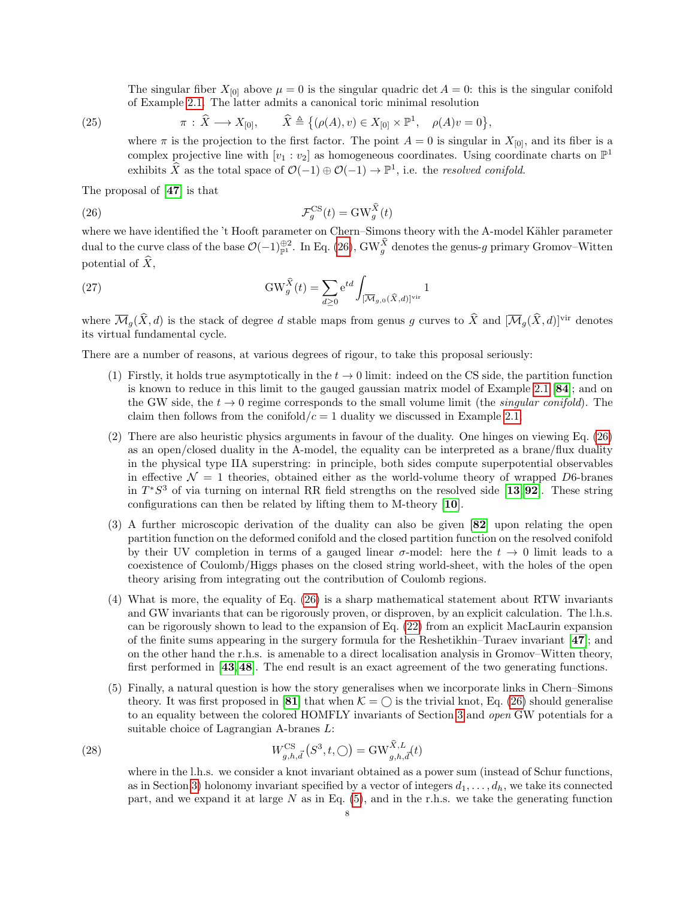The singular fiber $X_{[0]}$ above $\mu = 0$ is the singular quadric $\det A = 0$: this is the singular conifold of Example 2.1. The latter admits a canonical toric minimal resolution

$$\pi : \widehat{X} \longrightarrow X_{[0]}, \qquad \widehat{X} \triangleq \left\{ (\rho(A), v) \in X_{[0]} \times \mathbb{P}^1, \quad \rho(A)v = 0 \right\}, \tag{25}$$

where $\pi$ is the projection to the first factor. The point $A = 0$ is singular in $X_{[0]}$, and its fiber is a complex projective line with $[v_1 : v_2]$ as homogeneous coordinates. Using coordinate charts on $\mathbb{P}^1$ exhibits $\widehat{X}$ as the total space of $\mathcal{O}(-1) \oplus \mathcal{O}(-1) \to \mathbb{P}^1$, i.e. the *resolved conifold*.

The proposal of [47] is that

$$\mathcal{F}_g^{\rm CS}(t) = \mathrm{GW}_g^{\widehat{X}}(t) \tag{26}$$

where we have identified the 't Hooft parameter on Chern–Simons theory with the A-model Kähler parameter dual to the curve class of the base $\mathcal{O}(-1)^{\oplus 2}_{\mathbb{P}^1}$. In Eq. (26), $\mathrm{GW}_g^{\widehat{X}}$ denotes the genus-$g$ primary Gromov–Witten potential of $\widehat{X}$,

$$\mathrm{GW}_g^{\widehat{X}}(t) = \sum_{d \geq 0} \mathrm{e}^{td} \int_{[\overline{\mathcal{M}}_{g,0}(\widehat{X},d)]^{\rm vir}} 1 \tag{27}$$

where $\overline{\mathcal{M}}_g(\widehat{X}, d)$ is the stack of degree $d$ stable maps from genus $g$ curves to $\widehat{X}$ and $[\overline{\mathcal{M}}_g(\widehat{X}, d)]^{\rm vir}$ denotes its virtual fundamental cycle.

There are a number of reasons, at various degrees of rigour, to take this proposal seriously:

(1) Firstly, it holds true asymptotically in the $t \to 0$ limit: indeed on the CS side, the partition function is known to reduce in this limit to the gauged gaussian matrix model of Example 2.1 [84]; and on the GW side, the $t \to 0$ regime corresponds to the small volume limit (the *singular conifold*). The claim then follows from the conifold/$c = 1$ duality we discussed in Example 2.1.

(2) There are also heuristic physics arguments in favour of the duality. One hinges on viewing Eq. (26) as an open/closed duality in the A-model, the equality can be interpreted as a brane/flux duality in the physical type IIA superstring: in principle, both sides compute superpotential observables in effective $\mathcal{N} = 1$ theories, obtained either as the world-volume theory of wrapped $D6$-branes in $T^*S^3$ of via turning on internal RR field strengths on the resolved side [13, 92]. These string configurations can then be related by lifting them to M-theory [10].

(3) A further microscopic derivation of the duality can also be given [82] upon relating the open partition function on the deformed conifold and the closed partition function on the resolved conifold by their UV completion in terms of a gauged linear $\sigma$-model: here the $t \to 0$ limit leads to a coexistence of Coulomb/Higgs phases on the closed string world-sheet, with the holes of the open theory arising from integrating out the contribution of Coulomb regions.

(4) What is more, the equality of Eq. (26) is a sharp mathematical statement about RTW invariants and GW invariants that can be rigorously proven, or disproven, by an explicit calculation. The l.h.s. can be rigorously shown to lead to the expansion of Eq. (22) from an explicit MacLaurin expansion of the finite sums appearing in the surgery formula for the Reshetikhin–Turaev invariant [47]; and on the other hand the r.h.s. is amenable to a direct localisation analysis in Gromov–Witten theory, first performed in [43, 48]. The end result is an exact agreement of the two generating functions.

(5) Finally, a natural question is how the story generalises when we incorporate links in Chern–Simons theory. It was first proposed in [81] that when $\mathcal{K} = \bigcirc$ is the trivial knot, Eq. (26) should generalise to an equality between the colored HOMFLY invariants of Section 3 and *open* GW potentials for a suitable choice of Lagrangian A-branes $L$:

$$W_{g,h,\vec{d}}^{\rm CS}(S^3, t, \bigcirc) = \mathrm{GW}_{g,h,\vec{d}}^{\widehat{X},L}(t) \tag{28}$$

where in the l.h.s. we consider a knot invariant obtained as a power sum (instead of Schur functions, as in Section 3) holonomy invariant specified by a vector of integers $d_1, \ldots, d_h$, we take its connected part, and we expand it at large $N$ as in Eq. (5), and in the r.h.s. we take the generating function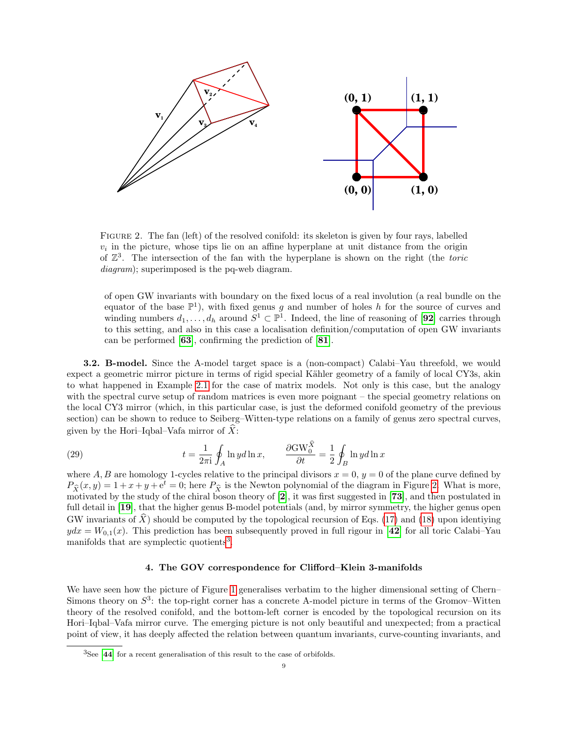FIGURE 2. The fan (left) of the resolved conifold: its skeleton is given by four rays, labelled $v_i$ in the picture, whose tips lie on an affine hyperplane at unit distance from the origin of $\mathbb{Z}^3$. The intersection of the fan with the hyperplane is shown on the right (the *toric diagram*); superimposed is the pq-web diagram.

of open GW invariants with boundary on the fixed locus of a real involution (a real bundle on the equator of the base $\mathbb{P}^1$), with fixed genus $g$ and number of holes $h$ for the source of curves and winding numbers $d_1, \dots, d_h$ around $S^1 \subset \mathbb{P}^1$. Indeed, the line of reasoning of [92] carries through to this setting, and also in this case a localisation definition/computation of open GW invariants can be performed [63], confirming the prediction of [81].

**3.2. B-model.** Since the A-model target space is a (non-compact) Calabi–Yau threefold, we would expect a geometric mirror picture in terms of rigid special Kähler geometry of a family of local CY3s, akin to what happened in Example 2.1 for the case of matrix models. Not only is this case, but the analogy with the spectral curve setup of random matrices is even more poignant – the special geometry relations on the local CY3 mirror (which, in this particular case, is just the deformed conifold geometry of the previous section) can be shown to reduce to Seiberg–Witten-type relations on a family of genus zero spectral curves, given by the Hori–Iqbal–Vafa mirror of $\widehat{X}$:

$$t = \frac{1}{2\pi \mathrm{i}} \oint_A \ln y \, d \ln x, \qquad \frac{\partial \mathrm{GW}_0^{\widehat{X}}}{\partial t} = \frac{1}{2} \oint_B \ln y \, d \ln x \tag{29}$$

where $A, B$ are homology 1-cycles relative to the principal divisors $x = 0$, $y = 0$ of the plane curve defined by $P_{\widehat{X}}(x, y) = 1 + x + y + \mathrm{e}^t = 0$; here $P_{\widehat{X}}$ is the Newton polynomial of the diagram in Figure 2. What is more, motivated by the study of the chiral boson theory of [2], it was first suggested in [73], and then postulated in full detail in [19], that the higher genus B-model potentials (and, by mirror symmetry, the higher genus open GW invariants of $\widehat{X}$) should be computed by the topological recursion of Eqs. (17) and (18) upon identiying $y dx = W_{0,1}(x)$. This prediction has been subsequently proved in full rigour in [42] for all toric Calabi–Yau manifolds that are symplectic quotients[3].

## 4. The GOV correspondence for Clifford–Klein 3-manifolds

We have seen how the picture of Figure 1 generalises verbatim to the higher dimensional setting of Chern–Simons theory on $S^3$: the top-right corner has a concrete A-model picture in terms of the Gromov–Witten theory of the resolved conifold, and the bottom-left corner is encoded by the topological recursion on its Hori–Iqbal–Vafa mirror curve. The emerging picture is not only beautiful and unexpected; from a practical point of view, it has deeply affected the relation between quantum invariants, curve-counting invariants, and

[3] See [44] for a recent generalisation of this result to the case of orbifolds.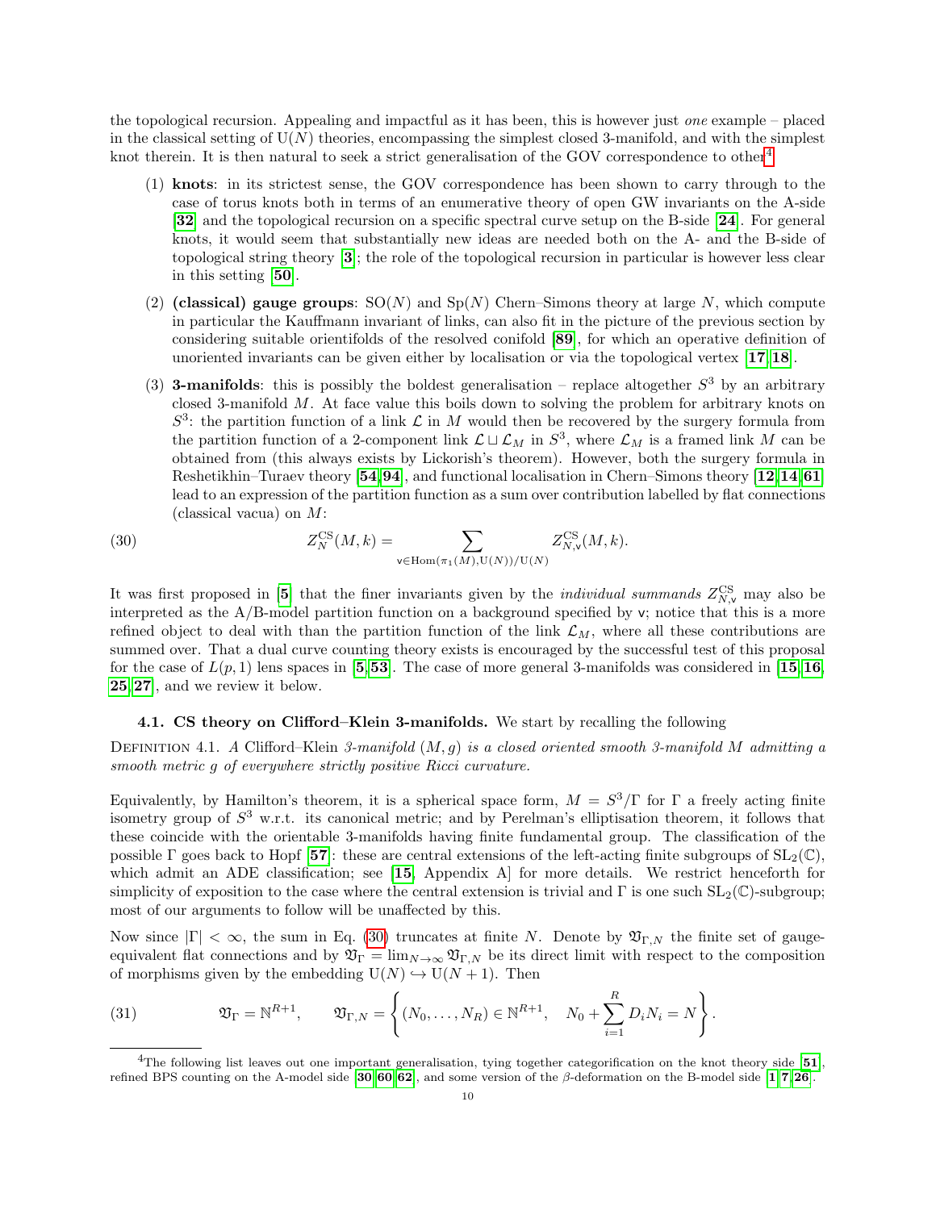the topological recursion. Appealing and impactful as it has been, this is however just *one* example – placed in the classical setting of $\mathrm{U}(N)$ theories, encompassing the simplest closed 3-manifold, and with the simplest knot therein. It is then natural to seek a strict generalisation of the GOV correspondence to other[4]

(1) **knots**: in its strictest sense, the GOV correspondence has been shown to carry through to the case of torus knots both in terms of an enumerative theory of open GW invariants on the A-side [**32**] and the topological recursion on a specific spectral curve setup on the B-side [**24**]. For general knots, it would seem that substantially new ideas are needed both on the A- and the B-side of topological string theory [**3**]; the role of the topological recursion in particular is however less clear in this setting [**50**].

(2) **(classical) gauge groups**: $\mathrm{SO}(N)$ and $\mathrm{Sp}(N)$ Chern–Simons theory at large $N$, which compute in particular the Kauffmann invariant of links, can also fit in the picture of the previous section by considering suitable orientifolds of the resolved conifold [**89**], for which an operative definition of unoriented invariants can be given either by localisation or via the topological vertex [**17**, **18**].

(3) **3-manifolds**: this is possibly the boldest generalisation – replace altogether $S^3$ by an arbitrary closed 3-manifold $M$. At face value this boils down to solving the problem for arbitrary knots on $S^3$: the partition function of a link $\mathcal{L}$ in $M$ would then be recovered by the surgery formula from the partition function of a 2-component link $\mathcal{L} \sqcup \mathcal{L}_M$ in $S^3$, where $\mathcal{L}_M$ is a framed link $M$ can be obtained from (this always exists by Lickorish's theorem). However, both the surgery formula in Reshetikhin–Turaev theory [**54**, **94**], and functional localisation in Chern–Simons theory [**12**, **14**, **61**] lead to an expression of the partition function as a sum over contribution labelled by flat connections (classical vacua) on $M$:

$$Z_N^{\mathrm{CS}}(M,k) = \sum_{\mathsf{v} \in \mathrm{Hom}(\pi_1(M),\mathrm{U}(N))/\mathrm{U}(N)} Z_{N,\mathsf{v}}^{\mathrm{CS}}(M,k). \tag{30}$$

It was first proposed in [**5**] that the finer invariants given by the *individual summands* $Z_{N,\mathsf{v}}^{\mathrm{CS}}$ may also be interpreted as the A/B-model partition function on a background specified by $\mathsf{v}$; notice that this is a more refined object to deal with than the partition function of the link $\mathcal{L}_M$, where all these contributions are summed over. That a dual curve counting theory exists is encouraged by the successful test of this proposal for the case of $L(p,1)$ lens spaces in [**5**, **53**]. The case of more general 3-manifolds was considered in [**15**, **16**, **25**, **27**], and we review it below.

### 4.1. CS theory on Clifford–Klein 3-manifolds.

We start by recalling the following

Definition 4.1. *A* Clifford–Klein *3-manifold $(M,g)$ is a closed oriented smooth 3-manifold $M$ admitting a smooth metric $g$ of everywhere strictly positive Ricci curvature.*

Equivalently, by Hamilton's theorem, it is a spherical space form, $M = S^3/\Gamma$ for $\Gamma$ a freely acting finite isometry group of $S^3$ w.r.t. its canonical metric; and by Perelman's elliptisation theorem, it follows that these coincide with the orientable 3-manifolds having finite fundamental group. The classification of the possible $\Gamma$ goes back to Hopf [**57**]: these are central extensions of the left-acting finite subgroups of $\mathrm{SL}_2(\mathbb{C})$, which admit an ADE classification; see [**15**, Appendix A] for more details. We restrict henceforth for simplicity of exposition to the case where the central extension is trivial and $\Gamma$ is one such $\mathrm{SL}_2(\mathbb{C})$-subgroup; most of our arguments to follow will be unaffected by this.

Now since $|\Gamma| < \infty$, the sum in Eq. (30) truncates at finite $N$. Denote by $\mathfrak{V}_{\Gamma,N}$ the finite set of gauge-equivalent flat connections and by $\mathfrak{V}_\Gamma = \lim_{N\to\infty} \mathfrak{V}_{\Gamma,N}$ be its direct limit with respect to the composition of morphisms given by the embedding $\mathrm{U}(N) \hookrightarrow \mathrm{U}(N+1)$. Then

$$\mathfrak{V}_\Gamma = \mathbb{N}^{R+1}, \qquad \mathfrak{V}_{\Gamma,N} = \left\{ (N_0,\ldots,N_R) \in \mathbb{N}^{R+1}, \quad N_0 + \sum_{i=1}^{R} D_i N_i = N \right\}. \tag{31}$$

---

[4] The following list leaves out one important generalisation, tying together categorification on the knot theory side [**51**], refined BPS counting on the A-model side [**30**, **60**, **62**], and some version of the $\beta$-deformation on the B-model side [**1**, **7**, **26**].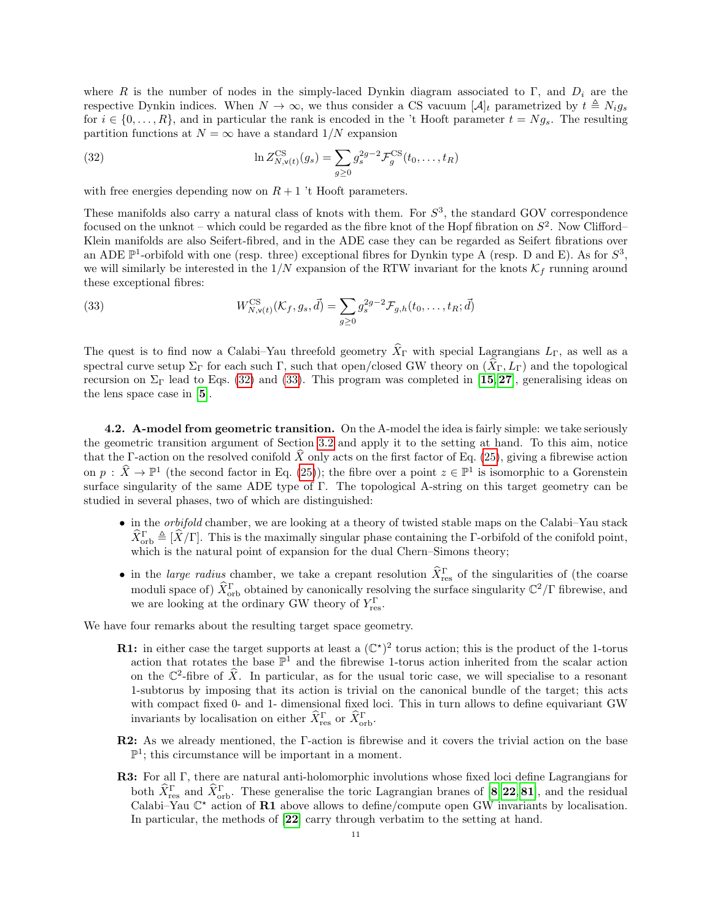where $R$ is the number of nodes in the simply-laced Dynkin diagram associated to $\Gamma$, and $D_i$ are the respective Dynkin indices. When $N \to \infty$, we thus consider a CS vacuum $[\mathcal{A}]_t$ parametrized by $t \triangleq N_i g_s$ for $i \in \{0, \ldots, R\}$, and in particular the rank is encoded in the 't Hooft parameter $t = N g_s$. The resulting partition functions at $N = \infty$ have a standard $1/N$ expansion

$$\ln Z^{\mathrm{CS}}_{N,\mathsf{v}(t)}(g_s) = \sum_{g \geq 0} g_s^{2g-2} \mathcal{F}^{\mathrm{CS}}_g(t_0, \ldots, t_R) \tag{32}$$

with free energies depending now on $R+1$ 't Hooft parameters.

These manifolds also carry a natural class of knots with them. For $S^3$, the standard GOV correspondence focused on the unknot – which could be regarded as the fibre knot of the Hopf fibration on $S^2$. Now Clifford–Klein manifolds are also Seifert-fibred, and in the ADE case they can be regarded as Seifert fibrations over an ADE $\mathbb{P}^1$-orbifold with one (resp. three) exceptional fibres for Dynkin type A (resp. D and E). As for $S^3$, we will similarly be interested in the $1/N$ expansion of the RTW invariant for the knots $\mathcal{K}_f$ running around these exceptional fibres:

$$W^{\mathrm{CS}}_{N,\mathsf{v}(t)}(\mathcal{K}_f, g_s, \vec{d}) = \sum_{g \geq 0} g_s^{2g-2} \mathcal{F}_{g,h}(t_0, \ldots, t_R; \vec{d}) \tag{33}$$

The quest is to find now a Calabi–Yau threefold geometry $\widehat{X}_\Gamma$ with special Lagrangians $L_\Gamma$, as well as a spectral curve setup $\Sigma_\Gamma$ for each such $\Gamma$, such that open/closed GW theory on $(\widehat{X}_\Gamma, L_\Gamma)$ and the topological recursion on $\Sigma_\Gamma$ lead to Eqs. (32) and (33). This program was completed in [15, 27], generalising ideas on the lens space case in [5].

**4.2. A-model from geometric transition.** On the A-model the idea is fairly simple: we take seriously the geometric transition argument of Section 3.2 and apply it to the setting at hand. To this aim, notice that the $\Gamma$-action on the resolved conifold $\widehat{X}$ only acts on the first factor of Eq. (25), giving a fibrewise action on $p : \widehat{X} \to \mathbb{P}^1$ (the second factor in Eq. (25)); the fibre over a point $z \in \mathbb{P}^1$ is isomorphic to a Gorenstein surface singularity of the same ADE type of $\Gamma$. The topological A-string on this target geometry can be studied in several phases, two of which are distinguished:

- in the *orbifold* chamber, we are looking at a theory of twisted stable maps on the Calabi–Yau stack $\widehat{X}^\Gamma_{\mathrm{orb}} \triangleq [\widehat{X}/\Gamma]$. This is the maximally singular phase containing the $\Gamma$-orbifold of the conifold point, which is the natural point of expansion for the dual Chern–Simons theory;
- in the *large radius* chamber, we take a crepant resolution $\widehat{X}^\Gamma_{\mathrm{res}}$ of the singularities of (the coarse moduli space of) $\widehat{X}^\Gamma_{\mathrm{orb}}$ obtained by canonically resolving the surface singularity $\mathbb{C}^2/\Gamma$ fibrewise, and we are looking at the ordinary GW theory of $Y^\Gamma_{\mathrm{res}}$.

We have four remarks about the resulting target space geometry.

**R1:** in either case the target supports at least a $(\mathbb{C}^\star)^2$ torus action; this is the product of the 1-torus action that rotates the base $\mathbb{P}^1$ and the fibrewise 1-torus action inherited from the scalar action on the $\mathbb{C}^2$-fibre of $\widehat{X}$. In particular, as for the usual toric case, we will specialise to a resonant 1-subtorus by imposing that its action is trivial on the canonical bundle of the target; this acts with compact fixed 0- and 1- dimensional fixed loci. This in turn allows to define equivariant GW invariants by localisation on either $\widehat{X}^\Gamma_{\mathrm{res}}$ or $\widehat{X}^\Gamma_{\mathrm{orb}}$.

**R2:** As we already mentioned, the $\Gamma$-action is fibrewise and it covers the trivial action on the base $\mathbb{P}^1$; this circumstance will be important in a moment.

**R3:** For all $\Gamma$, there are natural anti-holomorphic involutions whose fixed loci define Lagrangians for both $\widehat{X}^\Gamma_{\mathrm{res}}$ and $\widehat{X}^\Gamma_{\mathrm{orb}}$. These generalise the toric Lagrangian branes of [8, 22, 81], and the residual Calabi–Yau $\mathbb{C}^\star$ action of **R1** above allows to define/compute open GW invariants by localisation. In particular, the methods of [22] carry through verbatim to the setting at hand.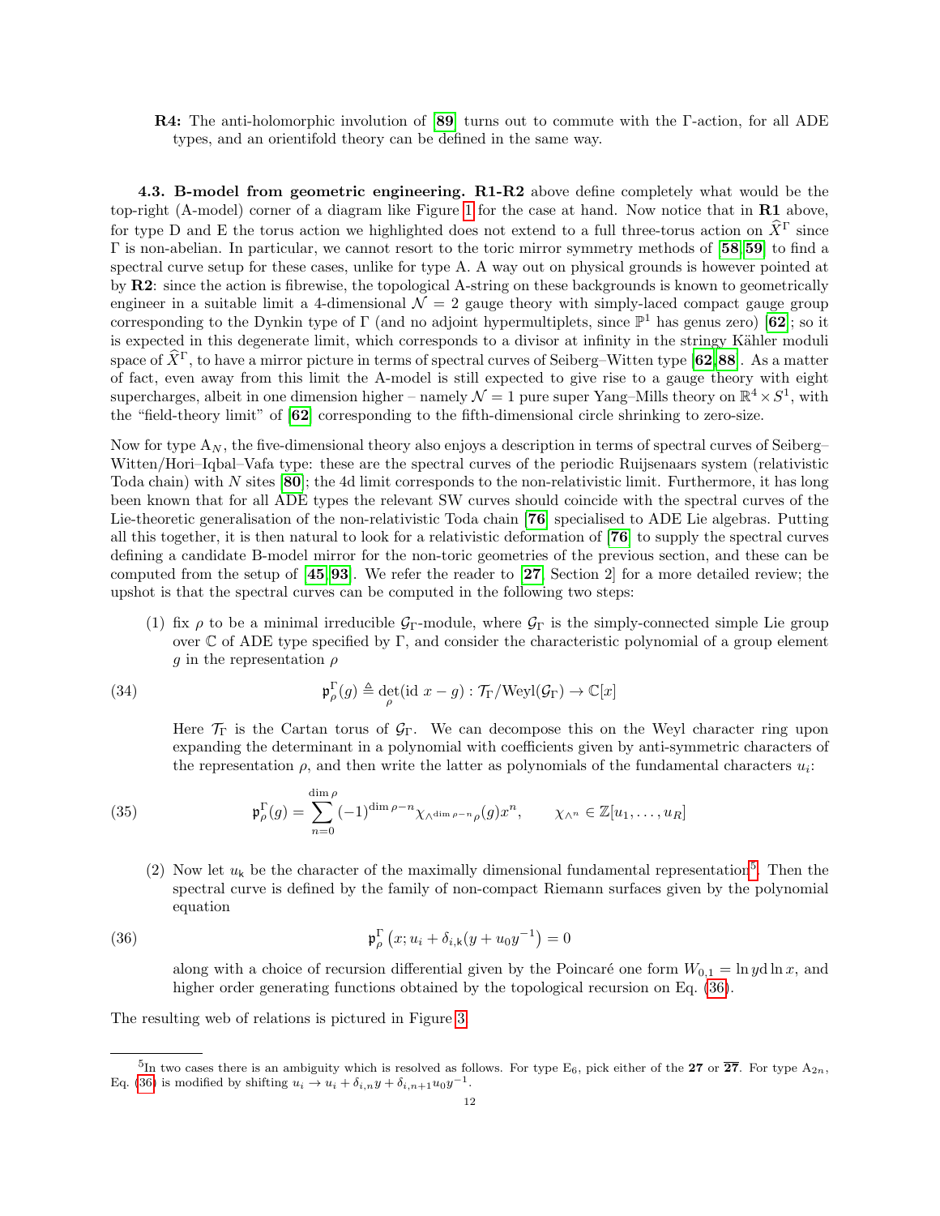**R4:** The anti-holomorphic involution of [89] turns out to commute with the Γ-action, for all ADE types, and an orientifold theory can be defined in the same way.

**4.3. B-model from geometric engineering.** **R1-R2** above define completely what would be the top-right (A-model) corner of a diagram like Figure 1 for the case at hand. Now notice that in **R1** above, for type D and E the torus action we highlighted does not extend to a full three-torus action on $\widehat{X}^\Gamma$ since Γ is non-abelian. In particular, we cannot resort to the toric mirror symmetry methods of [58, 59] to find a spectral curve setup for these cases, unlike for type A. A way out on physical grounds is however pointed at by **R2**: since the action is fibrewise, the topological A-string on these backgrounds is known to geometrically engineer in a suitable limit a 4-dimensional $\mathcal{N}=2$ gauge theory with simply-laced compact gauge group corresponding to the Dynkin type of Γ (and no adjoint hypermultiplets, since $\mathbb{P}^1$ has genus zero) [62]; so it is expected in this degenerate limit, which corresponds to a divisor at infinity in the stringy Kähler moduli space of $\widehat{X}^\Gamma$, to have a mirror picture in terms of spectral curves of Seiberg–Witten type [62, 88]. As a matter of fact, even away from this limit the A-model is still expected to give rise to a gauge theory with eight supercharges, albeit in one dimension higher – namely $\mathcal{N}=1$ pure super Yang-Mills theory on $\mathbb{R}^4\times S^1$, with the "field-theory limit" of [62] corresponding to the fifth-dimensional circle shrinking to zero-size.

Now for type $\mathrm{A}_N$, the five-dimensional theory also enjoys a description in terms of spectral curves of Seiberg–Witten/Hori–Iqbal–Vafa type: these are the spectral curves of the periodic Ruijsenaars system (relativistic Toda chain) with $N$ sites [80]; the 4d limit corresponds to the non-relativistic limit. Furthermore, it has long been known that for all ADE types the relevant SW curves should coincide with the spectral curves of the Lie-theoretic generalisation of the non-relativistic Toda chain [76] specialised to ADE Lie algebras. Putting all this together, it is then natural to look for a relativistic deformation of [76] to supply the spectral curves defining a candidate B-model mirror for the non-toric geometries of the previous section, and these can be computed from the setup of [45, 93]. We refer the reader to [27, Section 2] for a more detailed review; the upshot is that the spectral curves can be computed in the following two steps:

(1) fix $\rho$ to be a minimal irreducible $\mathcal{G}_\Gamma$-module, where $\mathcal{G}_\Gamma$ is the simply-connected simple Lie group over $\mathbb{C}$ of ADE type specified by Γ, and consider the characteristic polynomial of a group element $g$ in the representation $\rho$

$$\mathfrak{p}^\Gamma_\rho(g) \triangleq \det_\rho(\mathrm{id}\, x - g) : \mathcal{T}_\Gamma/\mathrm{Weyl}(\mathcal{G}_\Gamma) \to \mathbb{C}[x] \tag{34}$$

Here $\mathcal{T}_\Gamma$ is the Cartan torus of $\mathcal{G}_\Gamma$. We can decompose this on the Weyl character ring upon expanding the determinant in a polynomial with coefficients given by anti-symmetric characters of the representation $\rho$, and then write the latter as polynomials of the fundamental characters $u_i$:

$$\mathfrak{p}^\Gamma_\rho(g) = \sum_{n=0}^{\dim\rho} (-1)^{\dim\rho - n}\chi_{\wedge^{\dim\rho-n}\rho}(g)x^n, \qquad \chi_{\wedge^n}\in\mathbb{Z}[u_1,\dots,u_R] \tag{35}$$

(2) Now let $u_{\mathsf{k}}$ be the character of the maximally dimensional fundamental representation[5]. Then the spectral curve is defined by the family of non-compact Riemann surfaces given by the polynomial equation

$$\mathfrak{p}^\Gamma_\rho\left(x; u_i + \delta_{i,\mathsf{k}}(y + u_0 y^{-1}\right) = 0 \tag{36}$$

along with a choice of recursion differential given by the Poincaré one form $W_{0,1} = \ln y \,\mathrm{d}\ln x$, and higher order generating functions obtained by the topological recursion on Eq. (36).

The resulting web of relations is pictured in Figure 3.

[5] In two cases there is an ambiguity which is resolved as follows. For type $\mathrm{E}_6$, pick either of the **27** or $\overline{\mathbf{27}}$. For type $\mathrm{A}_{2n}$, Eq. (36) is modified by shifting $u_i \to u_i + \delta_{i,n}y + \delta_{i,n+1}u_0y^{-1}$.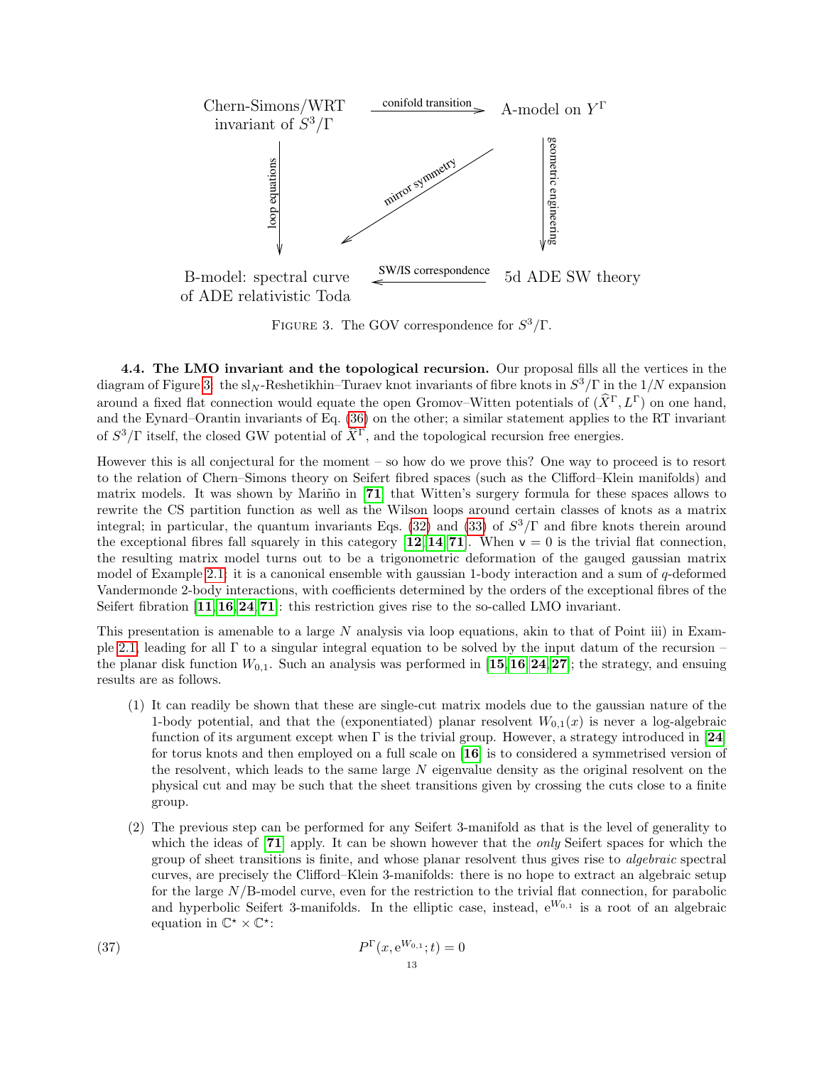Chern-Simons/WRT invariant of $S^3/\Gamma$ —conifold transition→ A-model on $Y^\Gamma$

loop equations ↓ mirror symmetry ↙ geometric engineering ↓

B-model: spectral curve of ADE relativistic Toda ←SW/IS correspondence— 5d ADE SW theory

Figure 3. The GOV correspondence for $S^3/\Gamma$.

**4.4. The LMO invariant and the topological recursion.** Our proposal fills all the vertices in the diagram of Figure 3: the $\mathrm{sl}_N$-Reshetikhin–Turaev knot invariants of fibre knots in $S^3/\Gamma$ in the $1/N$ expansion around a fixed flat connection would equate the open Gromov–Witten potentials of $(\widehat{X}^\Gamma, L^\Gamma)$ on one hand, and the Eynard–Orantin invariants of Eq. (36) on the other; a similar statement applies to the RT invariant of $S^3/\Gamma$ itself, the closed GW potential of $\widehat{X}^\Gamma$, and the topological recursion free energies.

However this is all conjectural for the moment – so how do we prove this? One way to proceed is to resort to the relation of Chern–Simons theory on Seifert fibred spaces (such as the Clifford–Klein manifolds) and matrix models. It was shown by Mariño in [71] that Witten's surgery formula for these spaces allows to rewrite the CS partition function as well as the Wilson loops around certain classes of knots as a matrix integral; in particular, the quantum invariants Eqs. (32) and (33) of $S^3/\Gamma$ and fibre knots therein around the exceptional fibres fall squarely in this category [12, 14, 71]. When $\mathsf{v} = 0$ is the trivial flat connection, the resulting matrix model turns out to be a trigonometric deformation of the gauged gaussian matrix model of Example 2.1: it is a canonical ensemble with gaussian 1-body interaction and a sum of $q$-deformed Vandermonde 2-body interactions, with coefficients determined by the orders of the exceptional fibres of the Seifert fibration [11, 16, 24, 71]: this restriction gives rise to the so-called LMO invariant.

This presentation is amenable to a large $N$ analysis via loop equations, akin to that of Point iii) in Example 2.1, leading for all $\Gamma$ to a singular integral equation to be solved by the input datum of the recursion – the planar disk function $W_{0,1}$. Such an analysis was performed in [15, 16, 24, 27]; the strategy, and ensuing results are as follows.

1. It can readily be shown that these are single-cut matrix models due to the gaussian nature of the 1-body potential, and that the (exponentiated) planar resolvent $W_{0,1}(x)$ is never a log-algebraic function of its argument except when $\Gamma$ is the trivial group. However, a strategy introduced in [24] for torus knots and then employed on a full scale on [16] is to considered a symmetrised version of the resolvent, which leads to the same large $N$ eigenvalue density as the original resolvent on the physical cut and may be such that the sheet transitions given by crossing the cuts close to a finite group.
2. The previous step can be performed for any Seifert 3-manifold as that is the level of generality to which the ideas of [71] apply. It can be shown however that the *only* Seifert spaces for which the group of sheet transitions is finite, and whose planar resolvent thus gives rise to *algebraic* spectral curves, are precisely the Clifford–Klein 3-manifolds: there is no hope to extract an algebraic setup for the large $N$/B-model curve, even for the restriction to the trivial flat connection, for parabolic and hyperbolic Seifert 3-manifolds. In the elliptic case, instead, $\mathrm{e}^{W_{0,1}}$ is a root of an algebraic equation in $\mathbb{C}^\star \times \mathbb{C}^\star$:

$$P^\Gamma(x, \mathrm{e}^{W_{0,1}}; t) = 0 \tag{37}$$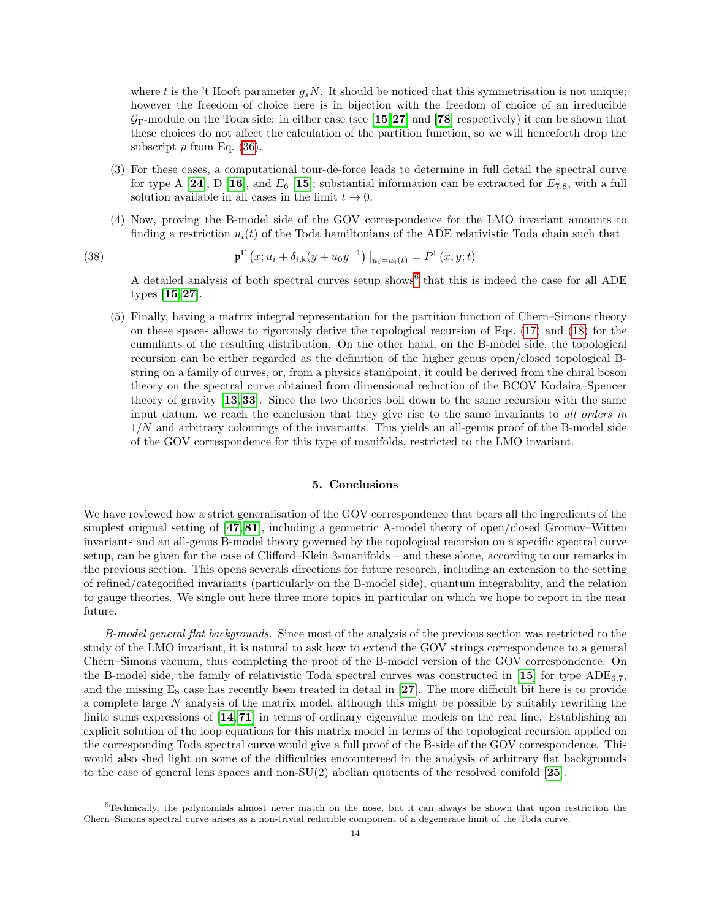where $t$ is the 't Hooft parameter $g_s N$. It should be noticed that this symmetrisation is not unique; however the freedom of choice here is in bijection with the freedom of choice of an irreducible $\mathcal{G}_\Gamma$-module on the Toda side: in either case (see [15, 27] and [78] respectively) it can be shown that these choices do not affect the calculation of the partition function, so we will henceforth drop the subscript $\rho$ from Eq. (36).

(3) For these cases, a computational tour-de-force leads to determine in full detail the spectral curve for type A [24], D [16], and $E_6$ [15]; substantial information can be extracted for $E_{7,8}$, with a full solution available in all cases in the limit $t \to 0$.

(4) Now, proving the B-model side of the GOV correspondence for the LMO invariant amounts to finding a restriction $u_i(t)$ of the Toda hamiltonians of the ADE relativistic Toda chain such that

$$\mathfrak{p}^\Gamma\left(x; u_i + \delta_{i,\mathsf{k}}(y + u_0 y^{-1})\right)|_{u_i = u_i(t)} = P^\Gamma(x, y; t) \tag{38}$$

A detailed analysis of both spectral curves setup shows[6] that this is indeed the case for all ADE types [15, 27].

(5) Finally, having a matrix integral representation for the partition function of Chern–Simons theory on these spaces allows to rigorously derive the topological recursion of Eqs. (17) and (18) for the cumulants of the resulting distribution. On the other hand, on the B-model side, the topological recursion can be either regarded as the definition of the higher genus open/closed topological B-string on a family of curves, or, from a physics standpoint, it could be derived from the chiral boson theory on the spectral curve obtained from dimensional reduction of the BCOV Kodaira–Spencer theory of gravity [13, 33]. Since the two theories boil down to the same recursion with the same input datum, we reach the conclusion that they give rise to the same invariants to *all orders in* $1/N$ and arbitrary colourings of the invariants. This yields an all-genus proof of the B-model side of the GOV correspondence for this type of manifolds, restricted to the LMO invariant.

## 5. Conclusions

We have reviewed how a strict generalisation of the GOV correspondence that bears all the ingredients of the simplest original setting of [47, 81], including a geometric A-model theory of open/closed Gromov–Witten invariants and an all-genus B-model theory governed by the topological recursion on a specific spectral curve setup, can be given for the case of Clifford–Klein 3-manifolds – and these alone, according to our remarks in the previous section. This opens severals directions for future research, including an extension to the setting of refined/categorified invariants (particularly on the B-model side), quantum integrability, and the relation to gauge theories. We single out here three more topics in particular on which we hope to report in the near future.

*B-model general flat backgrounds.* Since most of the analysis of the previous section was restricted to the study of the LMO invariant, it is natural to ask how to extend the GOV strings correspondence to a general Chern–Simons vacuum, thus completing the proof of the B-model version of the GOV correspondence. On the B-model side, the family of relativistic Toda spectral curves was constructed in [15] for type $\mathrm{ADE}_{6,7}$, and the missing $\mathrm{E}_8$ case has recently been treated in detail in [27]. The more difficult bit here is to provide a complete large $N$ analysis of the matrix model, although this might be possible by suitably rewriting the finite sums expressions of [14, 71] in terms of ordinary eigenvalue models on the real line. Establishing an explicit solution of the loop equations for this matrix model in terms of the topological recursion applied on the corresponding Toda spectral curve would give a full proof of the B-side of the GOV correspondence. This would also shed light on some of the difficulties encountered in the analysis of arbitrary flat backgrounds to the case of general lens spaces and non-SU(2) abelian quotients of the resolved conifold [25].

[6] Technically, the polynomials almost never match on the nose, but it can always be shown that upon restriction the Chern–Simons spectral curve arises as a non-trivial reducible component of a degenerate limit of the Toda curve.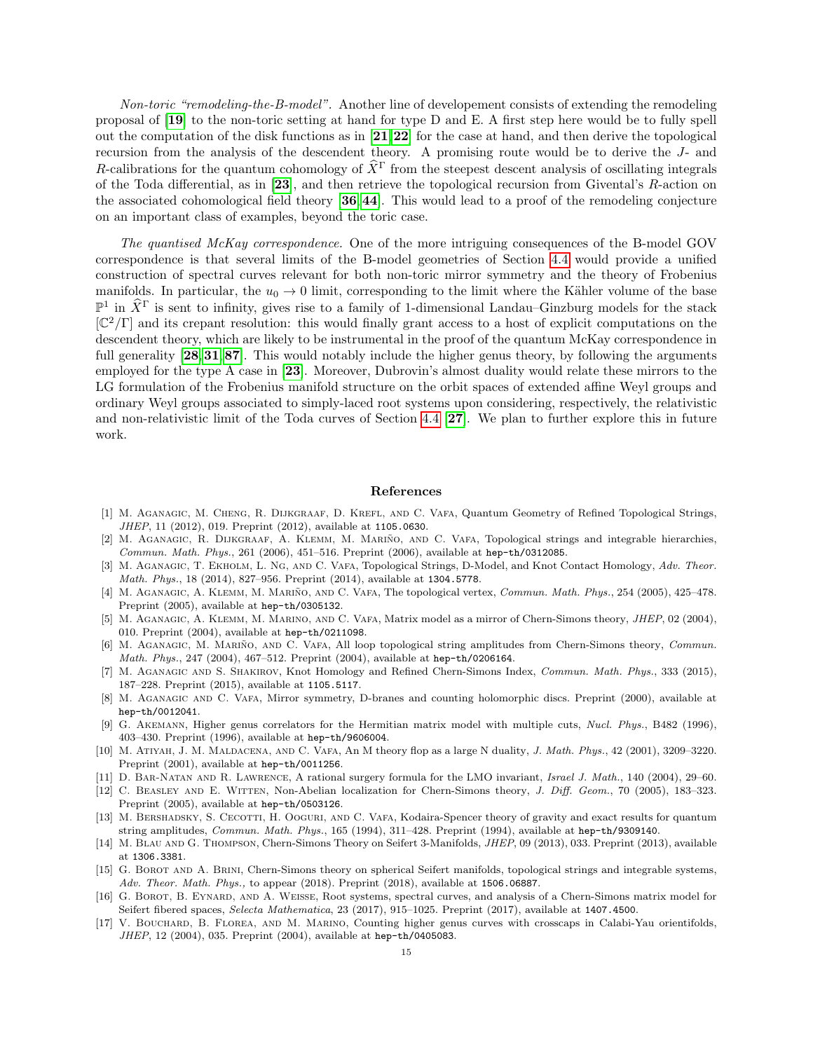*Non-toric "remodeling-the-B-model".* Another line of developement consists of extending the remodeling proposal of [19] to the non-toric setting at hand for type D and E. A first step here would be to fully spell out the computation of the disk functions as in [21, 22] for the case at hand, and then derive the topological recursion from the analysis of the descendent theory. A promising route would be to derive the $J$- and $R$-calibrations for the quantum cohomology of $\widehat{X}^\Gamma$ from the steepest descent analysis of oscillating integrals of the Toda differential, as in [23], and then retrieve the topological recursion from Givental's $R$-action on the associated cohomological field theory [36, 44]. This would lead to a proof of the remodeling conjecture on an important class of examples, beyond the toric case.

*The quantised McKay correspondence.* One of the more intriguing consequences of the B-model GOV correspondence is that several limits of the B-model geometries of Section 4.4 would provide a unified construction of spectral curves relevant for both non-toric mirror symmetry and the theory of Frobenius manifolds. In particular, the $u_0 \to 0$ limit, corresponding to the limit where the Kähler volume of the base $\mathbb{P}^1$ in $\widehat{X}^\Gamma$ is sent to infinity, gives rise to a family of 1-dimensional Landau–Ginzburg models for the stack $[\mathbb{C}^2/\Gamma]$ and its crepant resolution: this would finally grant access to a host of explicit computations on the descendent theory, which are likely to be instrumental in the proof of the quantum McKay correspondence in full generality [28, 31, 87]. This would notably include the higher genus theory, by following the arguments employed for the type A case in [23]. Moreover, Dubrovin's almost duality would relate these mirrors to the LG formulation of the Frobenius manifold structure on the orbit spaces of extended affine Weyl groups and ordinary Weyl groups associated to simply-laced root systems upon considering, respectively, the relativistic and non-relativistic limit of the Toda curves of Section 4.4 [27]. We plan to further explore this in future work.

## References

[1] M. Aganagic, M. Cheng, R. Dijkgraaf, D. Krefl, and C. Vafa, Quantum Geometry of Refined Topological Strings, *JHEP*, 11 (2012), 019. Preprint (2012), available at 1105.0630.

[2] M. Aganagic, R. Dijkgraaf, A. Klemm, M. Mariño, and C. Vafa, Topological strings and integrable hierarchies, *Commun. Math. Phys.*, 261 (2006), 451–516. Preprint (2006), available at hep-th/0312085.

[3] M. Aganagic, T. Ekholm, L. Ng, and C. Vafa, Topological Strings, D-Model, and Knot Contact Homology, *Adv. Theor. Math. Phys.*, 18 (2014), 827–956. Preprint (2014), available at 1304.5778.

[4] M. Aganagic, A. Klemm, M. Mariño, and C. Vafa, The topological vertex, *Commun. Math. Phys.*, 254 (2005), 425–478. Preprint (2005), available at hep-th/0305132.

[5] M. Aganagic, A. Klemm, M. Marino, and C. Vafa, Matrix model as a mirror of Chern-Simons theory, *JHEP*, 02 (2004), 010. Preprint (2004), available at hep-th/0211098.

[6] M. Aganagic, M. Mariño, and C. Vafa, All loop topological string amplitudes from Chern-Simons theory, *Commun. Math. Phys.*, 247 (2004), 467–512. Preprint (2004), available at hep-th/0206164.

[7] M. Aganagic and S. Shakirov, Knot Homology and Refined Chern-Simons Index, *Commun. Math. Phys.*, 333 (2015), 187–228. Preprint (2015), available at 1105.5117.

[8] M. Aganagic and C. Vafa, Mirror symmetry, D-branes and counting holomorphic discs. Preprint (2000), available at hep-th/0012041.

[9] G. Akemann, Higher genus correlators for the Hermitian matrix model with multiple cuts, *Nucl. Phys.*, B482 (1996), 403–430. Preprint (1996), available at hep-th/9606004.

[10] M. Atiyah, J. M. Maldacena, and C. Vafa, An M theory flop as a large N duality, *J. Math. Phys.*, 42 (2001), 3209–3220. Preprint (2001), available at hep-th/0011256.

[11] D. Bar-Natan and R. Lawrence, A rational surgery formula for the LMO invariant, *Israel J. Math.*, 140 (2004), 29–60.

[12] C. Beasley and E. Witten, Non-Abelian localization for Chern-Simons theory, *J. Diff. Geom.*, 70 (2005), 183–323. Preprint (2005), available at hep-th/0503126.

[13] M. Bershadsky, S. Cecotti, H. Ooguri, and C. Vafa, Kodaira-Spencer theory of gravity and exact results for quantum string amplitudes, *Commun. Math. Phys.*, 165 (1994), 311–428. Preprint (1994), available at hep-th/9309140.

[14] M. Blau and G. Thompson, Chern-Simons Theory on Seifert 3-Manifolds, *JHEP*, 09 (2013), 033. Preprint (2013), available at 1306.3381.

[15] G. Borot and A. Brini, Chern-Simons theory on spherical Seifert manifolds, topological strings and integrable systems, *Adv. Theor. Math. Phys.*, to appear (2018). Preprint (2018), available at 1506.06887.

[16] G. Borot, B. Eynard, and A. Weisse, Root systems, spectral curves, and analysis of a Chern-Simons matrix model for Seifert fibered spaces, *Selecta Mathematica*, 23 (2017), 915–1025. Preprint (2017), available at 1407.4500.

[17] V. Bouchard, B. Florea, and M. Marino, Counting higher genus curves with crosscaps in Calabi-Yau orientifolds, *JHEP*, 12 (2004), 035. Preprint (2004), available at hep-th/0405083.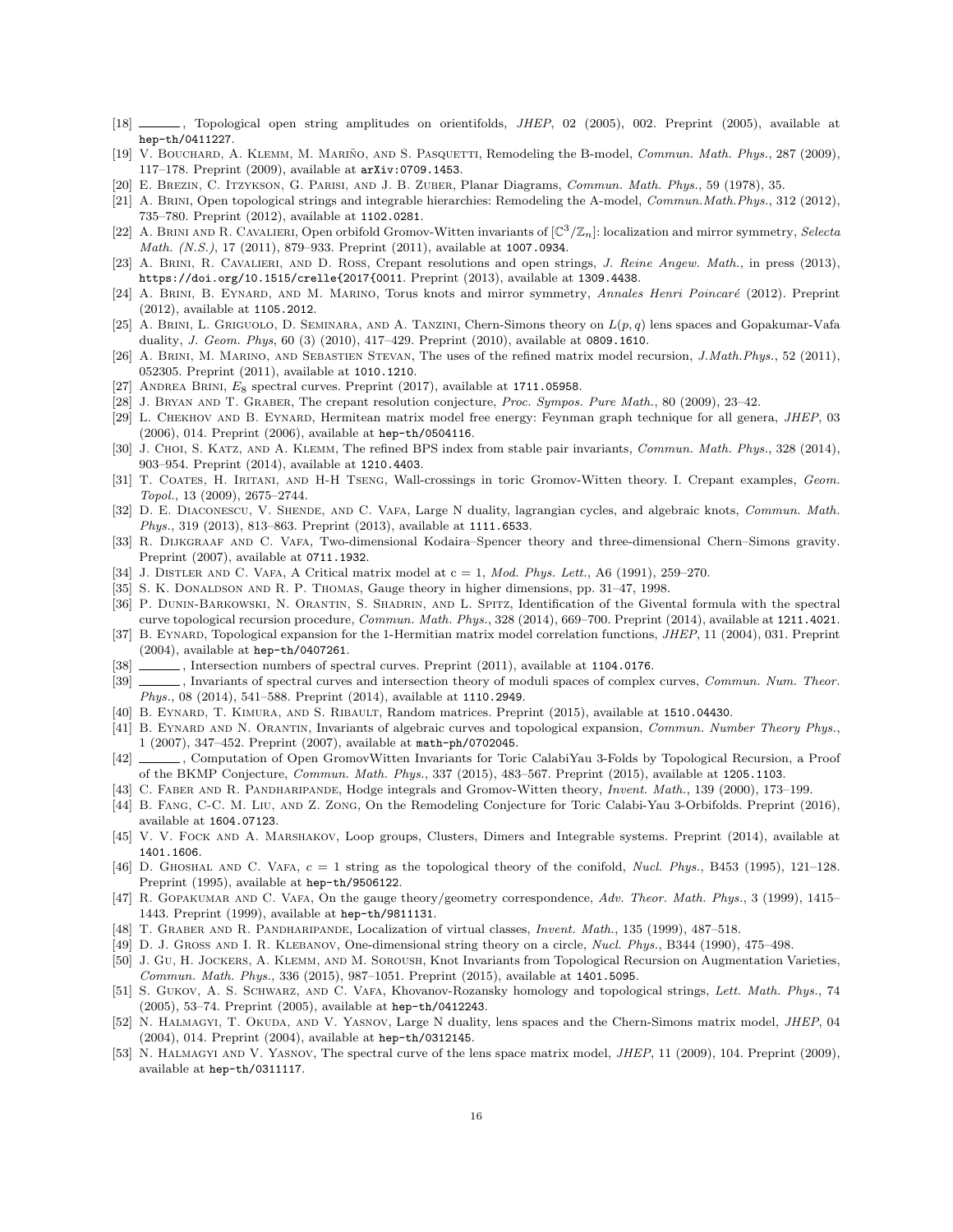[18] ———, Topological open string amplitudes on orientifolds, *JHEP*, 02 (2005), 002. Preprint (2005), available at hep-th/0411227.

[19] V. Bouchard, A. Klemm, M. Mariño, and S. Pasquetti, Remodeling the B-model, *Commun. Math. Phys.*, 287 (2009), 117–178. Preprint (2009), available at arXiv:0709.1453.

[20] E. Brezin, C. Itzykson, G. Parisi, and J. B. Zuber, Planar Diagrams, *Commun. Math. Phys.*, 59 (1978), 35.

[21] A. Brini, Open topological strings and integrable hierarchies: Remodeling the A-model, *Commun.Math.Phys.*, 312 (2012), 735–780. Preprint (2012), available at 1102.0281.

[22] A. Brini and R. Cavalieri, Open orbifold Gromov-Witten invariants of $[\mathbb{C}^3/\mathbb{Z}_n]$: localization and mirror symmetry, *Selecta Math. (N.S.)*, 17 (2011), 879–933. Preprint (2011), available at 1007.0934.

[23] A. Brini, R. Cavalieri, and D. Ross, Crepant resolutions and open strings, *J. Reine Angew. Math.*, in press (2013), https://doi.org/10.1515/crelle{2017{0011. Preprint (2013), available at 1309.4438.

[24] A. Brini, B. Eynard, and M. Marino, Torus knots and mirror symmetry, *Annales Henri Poincaré* (2012). Preprint (2012), available at 1105.2012.

[25] A. Brini, L. Griguolo, D. Seminara, and A. Tanzini, Chern-Simons theory on $L(p,q)$ lens spaces and Gopakumar-Vafa duality, *J. Geom. Phys*, 60 (3) (2010), 417–429. Preprint (2010), available at 0809.1610.

[26] A. Brini, M. Marino, and Sebastien Stevan, The uses of the refined matrix model recursion, *J.Math.Phys.*, 52 (2011), 052305. Preprint (2011), available at 1010.1210.

[27] Andrea Brini, $E_8$ spectral curves. Preprint (2017), available at 1711.05958.

[28] J. Bryan and T. Graber, The crepant resolution conjecture, *Proc. Sympos. Pure Math.*, 80 (2009), 23–42.

[29] L. Chekhov and B. Eynard, Hermitean matrix model free energy: Feynman graph technique for all genera, *JHEP*, 03 (2006), 014. Preprint (2006), available at hep-th/0504116.

[30] J. Choi, S. Katz, and A. Klemm, The refined BPS index from stable pair invariants, *Commun. Math. Phys.*, 328 (2014), 903–954. Preprint (2014), available at 1210.4403.

[31] T. Coates, H. Iritani, and H-H Tseng, Wall-crossings in toric Gromov-Witten theory. I. Crepant examples, *Geom. Topol.*, 13 (2009), 2675–2744.

[32] D. E. Diaconescu, V. Shende, and C. Vafa, Large N duality, lagrangian cycles, and algebraic knots, *Commun. Math. Phys.*, 319 (2013), 813–863. Preprint (2013), available at 1111.6533.

[33] R. Dijkgraaf and C. Vafa, Two-dimensional Kodaira–Spencer theory and three-dimensional Chern–Simons gravity. Preprint (2007), available at 0711.1932.

[34] J. Distler and C. Vafa, A Critical matrix model at c = 1, *Mod. Phys. Lett.*, A6 (1991), 259–270.

[35] S. K. Donaldson and R. P. Thomas, Gauge theory in higher dimensions, pp. 31–47, 1998.

[36] P. Dunin-Barkowski, N. Orantin, S. Shadrin, and L. Spitz, Identification of the Givental formula with the spectral curve topological recursion procedure, *Commun. Math. Phys.*, 328 (2014), 669–700. Preprint (2014), available at 1211.4021.

[37] B. Eynard, Topological expansion for the 1-Hermitian matrix model correlation functions, *JHEP*, 11 (2004), 031. Preprint (2004), available at hep-th/0407261.

[38] ———, Intersection numbers of spectral curves. Preprint (2011), available at 1104.0176.

[39] ———, Invariants of spectral curves and intersection theory of moduli spaces of complex curves, *Commun. Num. Theor. Phys.*, 08 (2014), 541–588. Preprint (2014), available at 1110.2949.

[40] B. Eynard, T. Kimura, and S. Ribault, Random matrices. Preprint (2015), available at 1510.04430.

[41] B. Eynard and N. Orantin, Invariants of algebraic curves and topological expansion, *Commun. Number Theory Phys.*, 1 (2007), 347–452. Preprint (2007), available at math-ph/0702045.

[42] ———, Computation of Open GromovWitten Invariants for Toric CalabiYau 3-Folds by Topological Recursion, a Proof of the BKMP Conjecture, *Commun. Math. Phys.*, 337 (2015), 483–567. Preprint (2015), available at 1205.1103.

[43] C. Faber and R. Pandharipande, Hodge integrals and Gromov-Witten theory, *Invent. Math.*, 139 (2000), 173–199.

[44] B. Fang, C-C. M. Liu, and Z. Zong, On the Remodeling Conjecture for Toric Calabi-Yau 3-Orbifolds. Preprint (2016), available at 1604.07123.

[45] V. V. Fock and A. Marshakov, Loop groups, Clusters, Dimers and Integrable systems. Preprint (2014), available at 1401.1606.

[46] D. Ghoshal and C. Vafa, $c = 1$ string as the topological theory of the conifold, *Nucl. Phys.*, B453 (1995), 121–128. Preprint (1995), available at hep-th/9506122.

[47] R. Gopakumar and C. Vafa, On the gauge theory/geometry correspondence, *Adv. Theor. Math. Phys.*, 3 (1999), 1415–1443. Preprint (1999), available at hep-th/9811131.

[48] T. Graber and R. Pandharipande, Localization of virtual classes, *Invent. Math.*, 135 (1999), 487–518.

[49] D. J. Gross and I. R. Klebanov, One-dimensional string theory on a circle, *Nucl. Phys.*, B344 (1990), 475–498.

[50] J. Gu, H. Jockers, A. Klemm, and M. Soroush, Knot Invariants from Topological Recursion on Augmentation Varieties, *Commun. Math. Phys.*, 336 (2015), 987–1051. Preprint (2015), available at 1401.5095.

[51] S. Gukov, A. S. Schwarz, and C. Vafa, Khovanov-Rozansky homology and topological strings, *Lett. Math. Phys.*, 74 (2005), 53–74. Preprint (2005), available at hep-th/0412243.

[52] N. Halmagyi, T. Okuda, and V. Yasnov, Large N duality, lens spaces and the Chern-Simons matrix model, *JHEP*, 04 (2004), 014. Preprint (2004), available at hep-th/0312145.

[53] N. Halmagyi and V. Yasnov, The spectral curve of the lens space matrix model, *JHEP*, 11 (2009), 104. Preprint (2009), available at hep-th/0311117.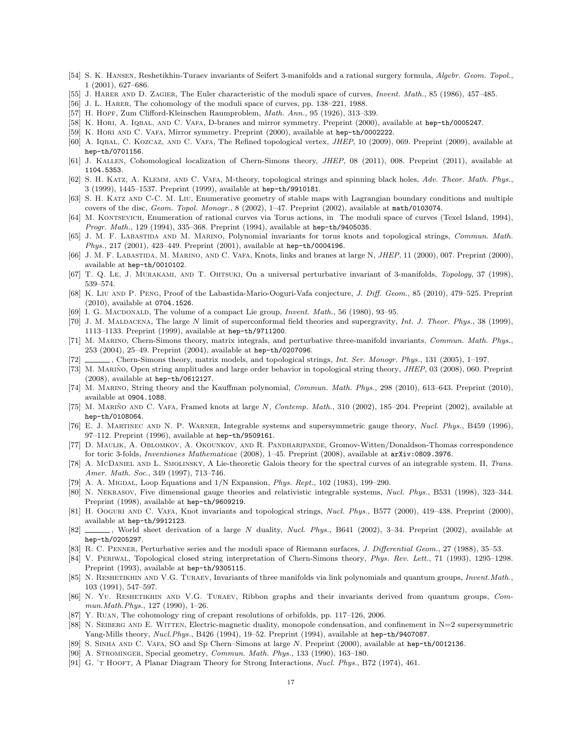[54] S. K. Hansen, Reshetikhin-Turaev invariants of Seifert 3-manifolds and a rational surgery formula, *Algebr. Geom. Topol.*, 1 (2001), 627–686.

[55] J. Harer and D. Zagier, The Euler characteristic of the moduli space of curves, *Invent. Math.*, 85 (1986), 457–485.

[56] J. L. Harer, The cohomology of the moduli space of curves, pp. 138–221, 1988.

[57] H. Hopf, Zum Clifford-Kleinschen Raumproblem, *Math. Ann.*, 95 (1926), 313–339.

[58] K. Hori, A. Iqbal, and C. Vafa, D-branes and mirror symmetry. Preprint (2000), available at hep-th/0005247.

[59] K. Hori and C. Vafa, Mirror symmetry. Preprint (2000), available at hep-th/0002222.

[60] A. Iqbal, C. Kozcaz, and C. Vafa, The Refined topological vertex, *JHEP*, 10 (2009), 069. Preprint (2009), available at hep-th/0701156.

[61] J. Kallen, Cohomological localization of Chern-Simons theory, *JHEP*, 08 (2011), 008. Preprint (2011), available at 1104.5353.

[62] S. H. Katz, A. Klemm, and C. Vafa, M-theory, topological strings and spinning black holes, *Adv. Theor. Math. Phys.*, 3 (1999), 1445–1537. Preprint (1999), available at hep-th/9910181.

[63] S. H. Katz and C-C. M. Liu, Enumerative geometry of stable maps with Lagrangian boundary conditions and multiple covers of the disc, *Geom. Topol. Monogr.*, 8 (2002), 1–47. Preprint (2002), available at math/0103074.

[64] M. Kontsevich, Enumeration of rational curves via Torus actions, in The moduli space of curves (Texel Island, 1994), *Progr. Math.*, 129 (1994), 335–368. Preprint (1994), available at hep-th/9405035.

[65] J. M. F. Labastida and M. Marino, Polynomial invariants for torus knots and topological strings, *Commun. Math. Phys.*, 217 (2001), 423–449. Preprint (2001), available at hep-th/0004196.

[66] J. M. F. Labastida, M. Marino, and C. Vafa, Knots, links and branes at large N, *JHEP*, 11 (2000), 007. Preprint (2000), available at hep-th/0010102.

[67] T. Q. Le, J. Murakami, and T. Ohtsuki, On a universal perturbative invariant of 3-manifolds, *Topology*, 37 (1998), 539–574.

[68] K. Liu and P. Peng, Proof of the Labastida-Mario-Ooguri-Vafa conjecture, *J. Diff. Geom.*, 85 (2010), 479–525. Preprint (2010), available at 0704.1526.

[69] I. G. Macdonald, The volume of a compact Lie group, *Invent. Math.*, 56 (1980), 93–95.

[70] J. M. Maldacena, The large $N$ limit of superconformal field theories and supergravity, *Int. J. Theor. Phys.*, 38 (1999), 1113–1133. Preprint (1999), available at hep-th/9711200.

[71] M. Marino, Chern-Simons theory, matrix integrals, and perturbative three-manifold invariants, *Commun. Math. Phys.*, 253 (2004), 25–49. Preprint (2004), available at hep-th/0207096.

[72] ______, Chern-Simons theory, matrix models, and topological strings, *Int. Ser. Monogr. Phys.*, 131 (2005), 1–197.

[73] M. Mariño, Open string amplitudes and large order behavior in topological string theory, *JHEP*, 03 (2008), 060. Preprint (2008), available at hep-th/0612127.

[74] M. Marino, String theory and the Kauffman polynomial, *Commun. Math. Phys.*, 298 (2010), 613–643. Preprint (2010), available at 0904.1088.

[75] M. Mariño and C. Vafa, Framed knots at large $N$, *Contemp. Math.*, 310 (2002), 185–204. Preprint (2002), available at hep-th/0108064.

[76] E. J. Martinec and N. P. Warner, Integrable systems and supersymmetric gauge theory, *Nucl. Phys.*, B459 (1996), 97–112. Preprint (1996), available at hep-th/9509161.

[77] D. Maulik, A. Oblomkov, A. Okounkov, and R. Pandharipande, Gromov-Witten/Donaldson-Thomas correspondence for toric 3-folds, *Inventiones Mathematicae* (2008), 1–45. Preprint (2008), available at arXiv:0809.3976.

[78] A. McDaniel and L. Smolinsky, A Lie-theoretic Galois theory for the spectral curves of an integrable system. II, *Trans. Amer. Math. Soc.*, 349 (1997), 713–746.

[79] A. A. Migdal, Loop Equations and 1/N Expansion, *Phys. Rept.*, 102 (1983), 199–290.

[80] N. Nekrasov, Five dimensional gauge theories and relativistic integrable systems, *Nucl. Phys.*, B531 (1998), 323–344. Preprint (1998), available at hep-th/9609219.

[81] H. Ooguri and C. Vafa, Knot invariants and topological strings, *Nucl. Phys.*, B577 (2000), 419–438. Preprint (2000), available at hep-th/9912123.

[82] ______, World sheet derivation of a large $N$ duality, *Nucl. Phys.*, B641 (2002), 3–34. Preprint (2002), available at hep-th/0205297.

[83] R. C. Penner, Perturbative series and the moduli space of Riemann surfaces, *J. Differential Geom.*, 27 (1988), 35–53.

[84] V. Periwal, Topological closed string interpretation of Chern-Simons theory, *Phys. Rev. Lett.*, 71 (1993), 1295–1298. Preprint (1993), available at hep-th/9305115.

[85] N. Reshetikhin and V.G. Turaev, Invariants of three manifolds via link polynomials and quantum groups, *Invent.Math.*, 103 (1991), 547–597.

[86] N. Yu. Reshetikhin and V.G. Turaev, Ribbon graphs and their invariants derived from quantum groups, *Commun.Math.Phys.*, 127 (1990), 1–26.

[87] Y. Ruan, The cohomology ring of crepant resolutions of orbifolds, pp. 117–126, 2006.

[88] N. Seiberg and E. Witten, Electric-magnetic duality, monopole condensation, and confinement in N=2 supersymmetric Yang-Mills theory, *Nucl.Phys.*, B426 (1994), 19–52. Preprint (1994), available at hep-th/9407087.

[89] S. Sinha and C. Vafa, SO and Sp Chern–Simons at large $N$. Preprint (2000), available at hep-th/0012136.

[90] A. Strominger, Special geometry, *Commun. Math. Phys.*, 133 (1990), 163–180.

[91] G. 't Hooft, A Planar Diagram Theory for Strong Interactions, *Nucl. Phys.*, B72 (1974), 461.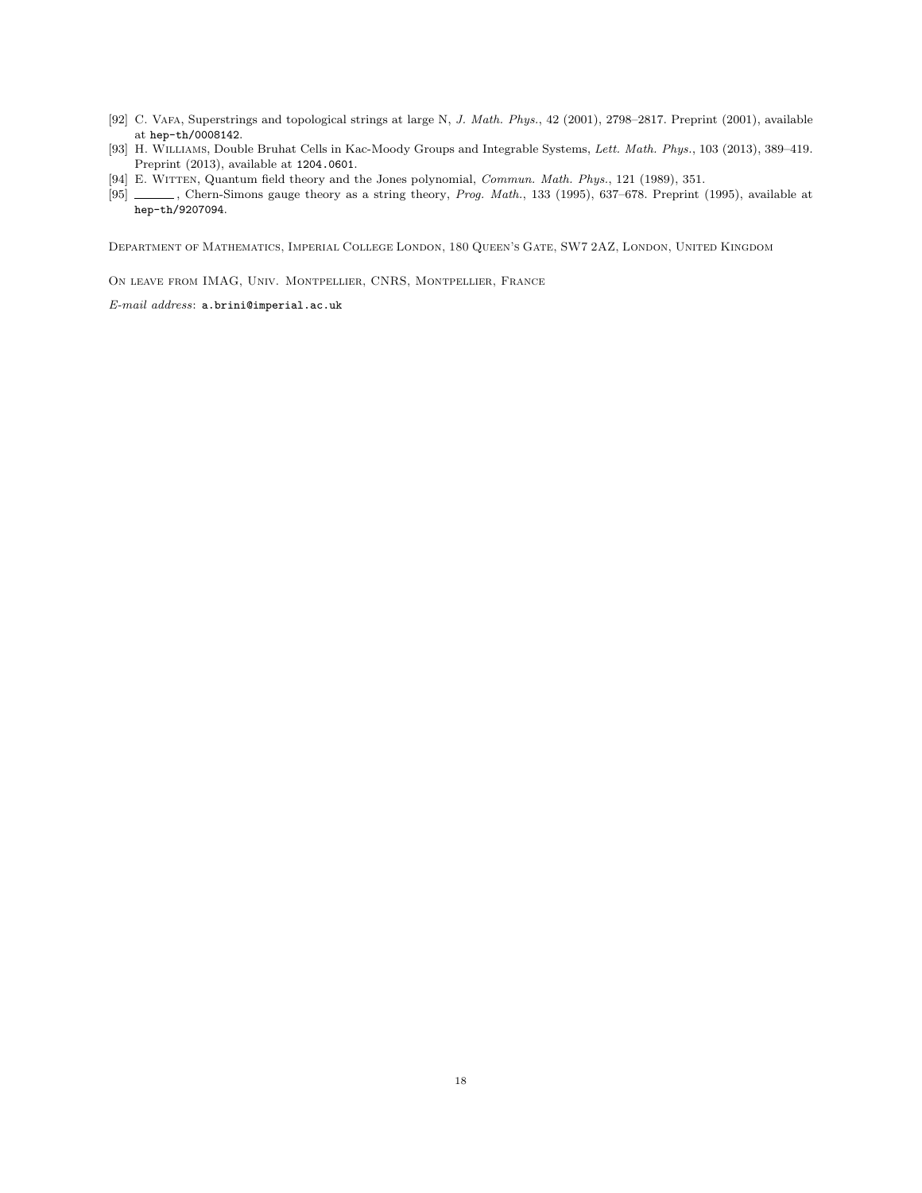[92] C. Vafa, Superstrings and topological strings at large N, *J. Math. Phys.*, 42 (2001), 2798–2817. Preprint (2001), available at `hep-th/0008142`.

[93] H. Williams, Double Bruhat Cells in Kac-Moody Groups and Integrable Systems, *Lett. Math. Phys.*, 103 (2013), 389–419. Preprint (2013), available at `1204.0601`.

[94] E. Witten, Quantum field theory and the Jones polynomial, *Commun. Math. Phys.*, 121 (1989), 351.

[95] ______, Chern-Simons gauge theory as a string theory, *Prog. Math.*, 133 (1995), 637–678. Preprint (1995), available at `hep-th/9207094`.

Department of Mathematics, Imperial College London, 180 Queen's Gate, SW7 2AZ, London, United Kingdom

On leave from IMAG, Univ. Montpellier, CNRS, Montpellier, France

*E-mail address*: `a.brini@imperial.ac.uk`